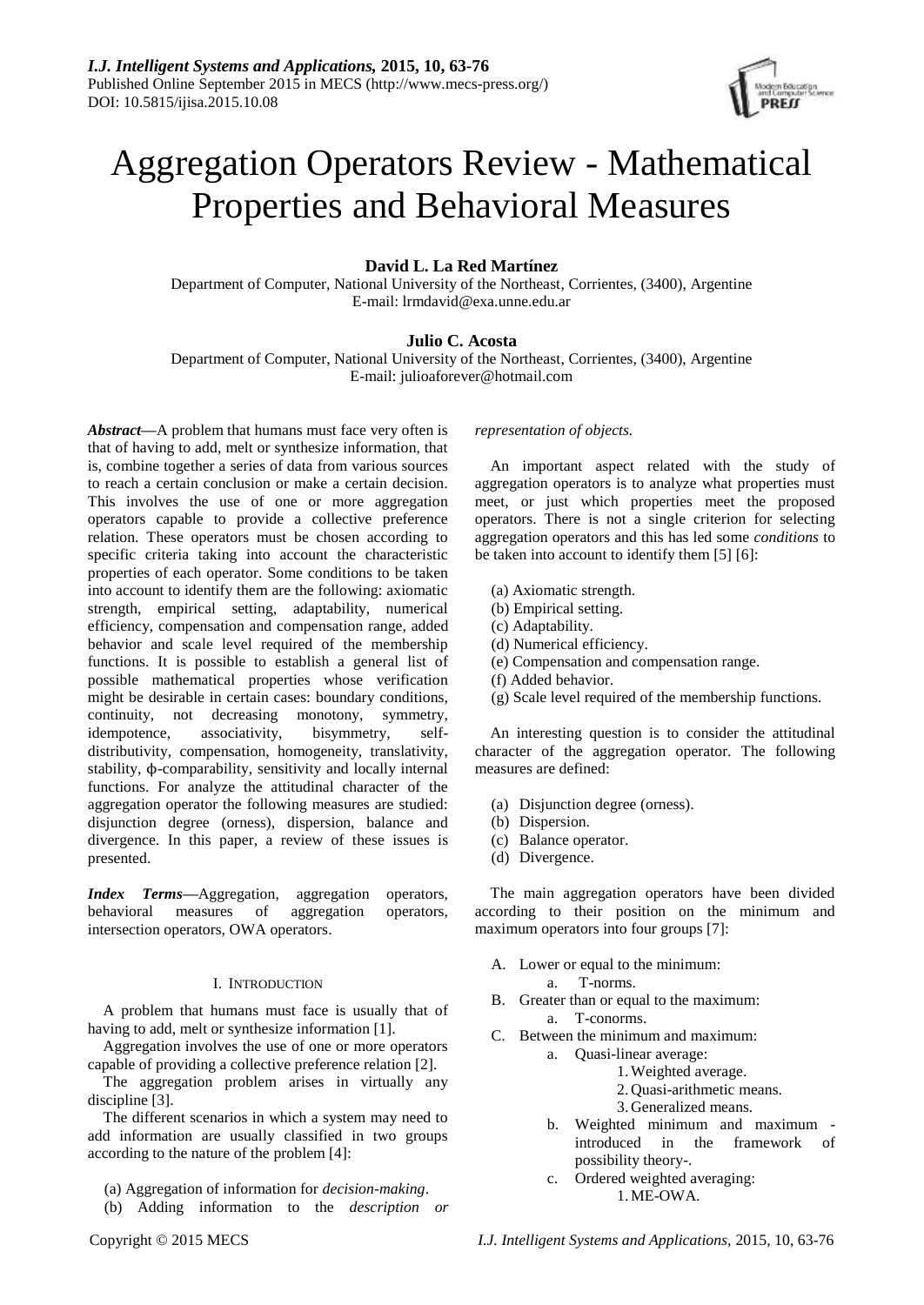# Aggregation Operators Review - Mathematical Properties and Behavioral Measures

**David L. La Red Martínez**

Department of Computer, National University of the Northeast, Corrientes, (3400), Argentine
E-mail: lrmdavid@exa.unne.edu.ar

**Julio C. Acosta**

Department of Computer, National University of the Northeast, Corrientes, (3400), Argentine
E-mail: julioaforever@hotmail.com

***Abstract*—**A problem that humans must face very often is that of having to add, melt or synthesize information, that is, combine together a series of data from various sources to reach a certain conclusion or make a certain decision. This involves the use of one or more aggregation operators capable to provide a collective preference relation. These operators must be chosen according to specific criteria taking into account the characteristic properties of each operator. Some conditions to be taken into account to identify them are the following: axiomatic strength, empirical setting, adaptability, numerical efficiency, compensation and compensation range, added behavior and scale level required of the membership functions. It is possible to establish a general list of possible mathematical properties whose verification might be desirable in certain cases: boundary conditions, continuity, not decreasing monotony, symmetry, idempotence, associativity, bisymmetry, self-distributivity, compensation, homogeneity, translativity, stability, ϕ-comparability, sensitivity and locally internal functions. For analyze the attitudinal character of the aggregation operator the following measures are studied: disjunction degree (orness), dispersion, balance and divergence. In this paper, a review of these issues is presented.

***Index Terms*—**Aggregation, aggregation operators, behavioral measures of aggregation operators, intersection operators, OWA operators.

## I. Introduction

A problem that humans must face is usually that of having to add, melt or synthesize information [1].

Aggregation involves the use of one or more operators capable of providing a collective preference relation [2].

The aggregation problem arises in virtually any discipline [3].

The different scenarios in which a system may need to add information are usually classified in two groups according to the nature of the problem [4]:

(a) Aggregation of information for *decision-making*.
(b) Adding information to the *description or representation of objects.*

An important aspect related with the study of aggregation operators is to analyze what properties must meet, or just which properties meet the proposed operators. There is not a single criterion for selecting aggregation operators and this has led some *conditions* to be taken into account to identify them [5] [6]:

(a) Axiomatic strength.
(b) Empirical setting.
(c) Adaptability.
(d) Numerical efficiency.
(e) Compensation and compensation range.
(f) Added behavior.
(g) Scale level required of the membership functions.

An interesting question is to consider the attitudinal character of the aggregation operator. The following measures are defined:

(a) Disjunction degree (orness).
(b) Dispersion.
(c) Balance operator.
(d) Divergence.

The main aggregation operators have been divided according to their position on the minimum and maximum operators into four groups [7]:

A. Lower or equal to the minimum:
   a. T-norms.
B. Greater than or equal to the maximum:
   a. T-conorms.
C. Between the minimum and maximum:
   a. Quasi-linear average:
      1. Weighted average.
      2. Quasi-arithmetic means.
      3. Generalized means.
   b. Weighted minimum and maximum - introduced in the framework of possibility theory-.
   c. Ordered weighted averaging:
      1. ME-OWA.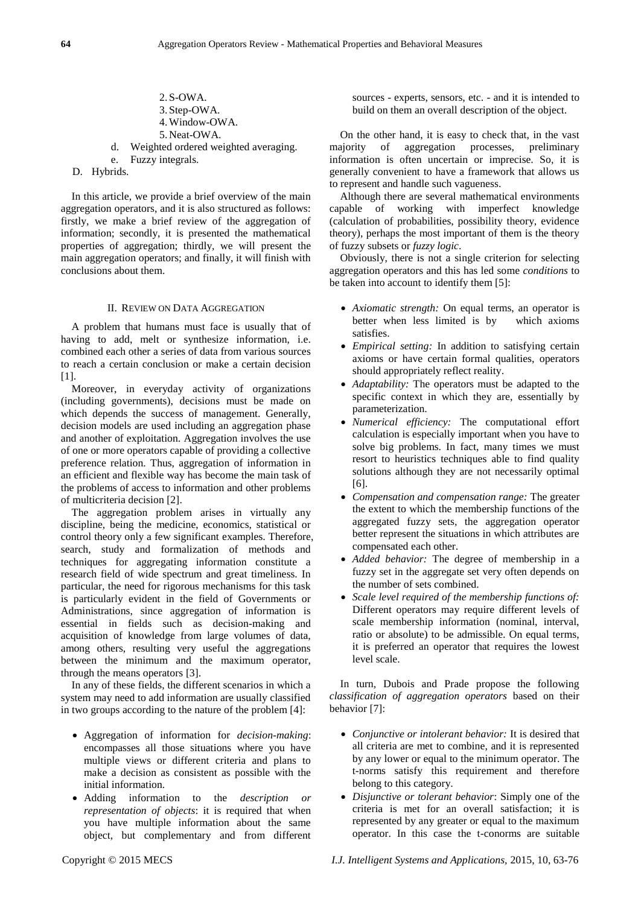2. S-OWA.
3. Step-OWA.
4. Window-OWA.
5. Neat-OWA.

d. Weighted ordered weighted averaging.

e. Fuzzy integrals.

D. Hybrids.

In this article, we provide a brief overview of the main aggregation operators, and it is also structured as follows: firstly, we make a brief review of the aggregation of information; secondly, it is presented the mathematical properties of aggregation; thirdly, we will present the main aggregation operators; and finally, it will finish with conclusions about them.

## II. Review on Data Aggregation

A problem that humans must face is usually that of having to add, melt or synthesize information, i.e. combined each other a series of data from various sources to reach a certain conclusion or make a certain decision [1].

Moreover, in everyday activity of organizations (including governments), decisions must be made on which depends the success of management. Generally, decision models are used including an aggregation phase and another of exploitation. Aggregation involves the use of one or more operators capable of providing a collective preference relation. Thus, aggregation of information in an efficient and flexible way has become the main task of the problems of access to information and other problems of multicriteria decision [2].

The aggregation problem arises in virtually any discipline, being the medicine, economics, statistical or control theory only a few significant examples. Therefore, search, study and formalization of methods and techniques for aggregating information constitute a research field of wide spectrum and great timeliness. In particular, the need for rigorous mechanisms for this task is particularly evident in the field of Governments or Administrations, since aggregation of information is essential in fields such as decision-making and acquisition of knowledge from large volumes of data, among others, resulting very useful the aggregations between the minimum and the maximum operator, through the means operators [3].

In any of these fields, the different scenarios in which a system may need to add information are usually classified in two groups according to the nature of the problem [4]:

- Aggregation of information for *decision-making*: encompasses all those situations where you have multiple views or different criteria and plans to make a decision as consistent as possible with the initial information.
- Adding information to the *description or representation of objects*: it is required that when you have multiple information about the same object, but complementary and from different sources - experts, sensors, etc. - and it is intended to build on them an overall description of the object.

On the other hand, it is easy to check that, in the vast majority of aggregation processes, preliminary information is often uncertain or imprecise. So, it is generally convenient to have a framework that allows us to represent and handle such vagueness.

Although there are several mathematical environments capable of working with imperfect knowledge (calculation of probabilities, possibility theory, evidence theory), perhaps the most important of them is the theory of fuzzy subsets or *fuzzy logic*.

Obviously, there is not a single criterion for selecting aggregation operators and this has led some *conditions* to be taken into account to identify them [5]:

- *Axiomatic strength:* On equal terms, an operator is better when less limited is by which axioms satisfies.
- *Empirical setting:* In addition to satisfying certain axioms or have certain formal qualities, operators should appropriately reflect reality.
- *Adaptability:* The operators must be adapted to the specific context in which they are, essentially by parameterization.
- *Numerical efficiency:* The computational effort calculation is especially important when you have to solve big problems. In fact, many times we must resort to heuristics techniques able to find quality solutions although they are not necessarily optimal [6].
- *Compensation and compensation range:* The greater the extent to which the membership functions of the aggregated fuzzy sets, the aggregation operator better represent the situations in which attributes are compensated each other.
- *Added behavior:* The degree of membership in a fuzzy set in the aggregate set very often depends on the number of sets combined.
- *Scale level required of the membership functions of:* Different operators may require different levels of scale membership information (nominal, interval, ratio or absolute) to be admissible. On equal terms, it is preferred an operator that requires the lowest level scale.

In turn, Dubois and Prade propose the following *classification of aggregation operators* based on their behavior [7]:

- *Conjunctive or intolerant behavior:* It is desired that all criteria are met to combine, and it is represented by any lower or equal to the minimum operator. The t-norms satisfy this requirement and therefore belong to this category.
- *Disjunctive or tolerant behavior*: Simply one of the criteria is met for an overall satisfaction; it is represented by any greater or equal to the maximum operator. In this case the t-conorms are suitable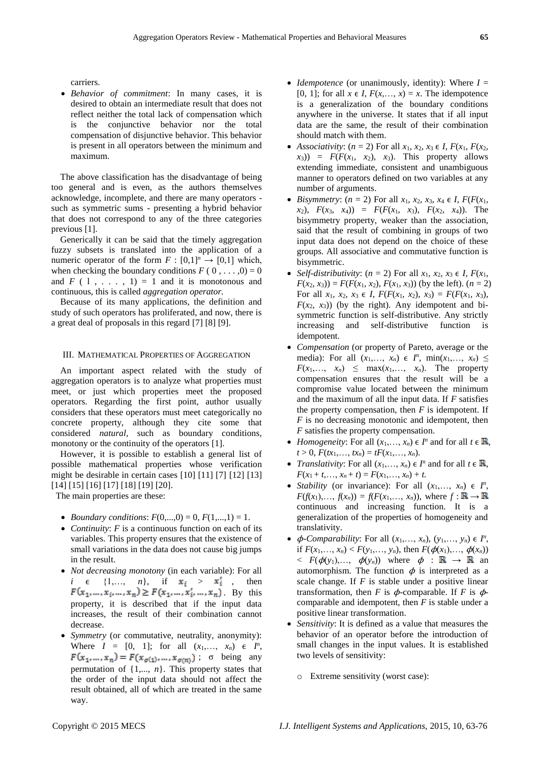carriers.

- *Behavior of commitment*: In many cases, it is desired to obtain an intermediate result that does not reflect neither the total lack of compensation which is the conjunctive behavior nor the total compensation of disjunctive behavior. This behavior is present in all operators between the minimum and maximum.

The above classification has the disadvantage of being too general and is even, as the authors themselves acknowledge, incomplete, and there are many operators - such as symmetric sums - presenting a hybrid behavior that does not correspond to any of the three categories previous [1].

Generically it can be said that the timely aggregation fuzzy subsets is translated into the application of a numeric operator of the form $F : [0,1]^n \rightarrow [0,1]$ which, when checking the boundary conditions $F(0,\ldots,0) = 0$ and $F(1,\ldots,1) = 1$ and it is monotonous and continuous, this is called *aggregation operator.*

Because of its many applications, the definition and study of such operators has proliferated, and now, there is a great deal of proposals in this regard [7] [8] [9].

## III. Mathematical Properties of Aggregation

An important aspect related with the study of aggregation operators is to analyze what properties must meet, or just which properties meet the proposed operators. Regarding the first point, author usually considers that these operators must meet categorically no concrete property, although they cite some that considered *natural*, such as boundary conditions, monotony or the continuity of the operators [1].

However, it is possible to establish a general list of possible mathematical properties whose verification might be desirable in certain cases [10] [11] [7] [12] [13] [14] [15] [16] [17] [18] [19] [20].

The main properties are these:

- *Boundary conditions*: $F(0,\ldots,0) = 0$, $F(1,\ldots,1) = 1$.
- *Continuity*: $F$ is a continuous function on each of its variables. This property ensures that the existence of small variations in the data does not cause big jumps in the result.
- *Not decreasing monotony* (in each variable): For all $i \in \{1,\ldots, n\}$, if $x_i > x_i'$, then $F(x_1,\ldots,x_i,\ldots,x_n) \geq F(x_1,\ldots,x_i',\ldots,x_n)$. By this property, it is described that if the input data increases, the result of their combination cannot decrease.
- *Symmetry* (or commutative, neutrality, anonymity): Where $I = [0, 1]$; for all $(x_1,\ldots, x_n) \in I^n$, $F(x_1,\ldots,x_n) = F(x_{\sigma(1)},\ldots,x_{\sigma(n)})$ ; σ being any permutation of $\{1,\ldots, n\}$. This property states that the order of the input data should not affect the result obtained, all of which are treated in the same way.
- *Idempotence* (or unanimously, identity): Where $I = [0, 1]$; for all $x \in I$, $F(x,\ldots, x) = x$. The idempotence is a generalization of the boundary conditions anywhere in the universe. It states that if all input data are the same, the result of their combination should match with them.
- *Associativity*: ($n = 2$) For all $x_1, x_2, x_3 \in I$, $F(x_1, F(x_2, x_3)) = F(F(x_1, x_2), x_3)$. This property allows extending immediate, consistent and unambiguous manner to operators defined on two variables at any number of arguments.
- *Bisymmetry*: ($n = 2$) For all $x_1, x_2, x_3, x_4 \in I$, $F(F(x_1, x_2), F(x_3, x_4)) = F(F(x_1, x_3), F(x_2, x_4))$. The bisymmetry property, weaker than the association, said that the result of combining in groups of two input data does not depend on the choice of these groups. All associative and commutative function is bisymmetric.
- *Self-distributivity*: ($n = 2$) For all $x_1, x_2, x_3 \in I$, $F(x_1, F(x_2, x_3)) = F(F(x_1, x_2), F(x_1, x_3))$ (by the left). ($n = 2$) For all $x_1, x_2, x_3 \in I$, $F(F(x_1, x_2), x_3) = F(F(x_1, x_3), F(x_2, x_3))$ (by the right). Any idempotent and bi-symmetric function is self-distributive. Any strictly increasing and self-distributive function is idempotent.
- *Compensation* (or property of Pareto, average or the media): For all $(x_1,\ldots, x_n) \in I^n$, $\min(x_1,\ldots, x_n) \leq F(x_1,\ldots, x_n) \leq \max(x_1,\ldots, x_n)$. The property compensation ensures that the result will be a compromise value located between the minimum and the maximum of all the input data. If $F$ satisfies the property compensation, then $F$ is idempotent. If $F$ is no decreasing monotonic and idempotent, then $F$ satisfies the property compensation.
- *Homogeneity*: For all $(x_1,\ldots, x_n) \in I^n$ and for all $t \in \mathbb{R}$, $t > 0$, $F(tx_1,\ldots, tx_n) = tF(x_1,\ldots, x_n)$.
- *Translativity*: For all $(x_1,\ldots, x_n) \in I^n$ and for all $t \in \mathbb{R}$, $F(x_1 + t,\ldots, x_n + t) = F(x_1,\ldots, x_n) + t$.
- *Stability* (or invariance): For all $(x_1,\ldots, x_n) \in I^n$, $F(f(x_1),\ldots, f(x_n)) = f(F(x_1,\ldots, x_n))$, where $f : \mathbb{R} \rightarrow \mathbb{R}$ continuous and increasing function. It is a generalization of the properties of homogeneity and translativity.
- *$\phi$-Comparability*: For all $(x_1,\ldots, x_n), (y_1,\ldots, y_n) \in I^n$, if $F(x_1,\ldots, x_n) < F(y_1,\ldots, y_n)$, then $F(\phi(x_1),\ldots, \phi(x_n)) < F(\phi(y_1),\ldots, \phi(y_n))$ where $\phi : \mathbb{R} \rightarrow \mathbb{R}$ an automorphism. The function $\phi$ is interpreted as a scale change. If $F$ is stable under a positive linear transformation, then $F$ is $\phi$-comparable. If $F$ is $\phi$-comparable and idempotent, then $F$ is stable under a positive linear transformation.
- *Sensitivity*: It is defined as a value that measures the behavior of an operator before the introduction of small changes in the input values. It is established two levels of sensitivity:
  - Extreme sensitivity (worst case):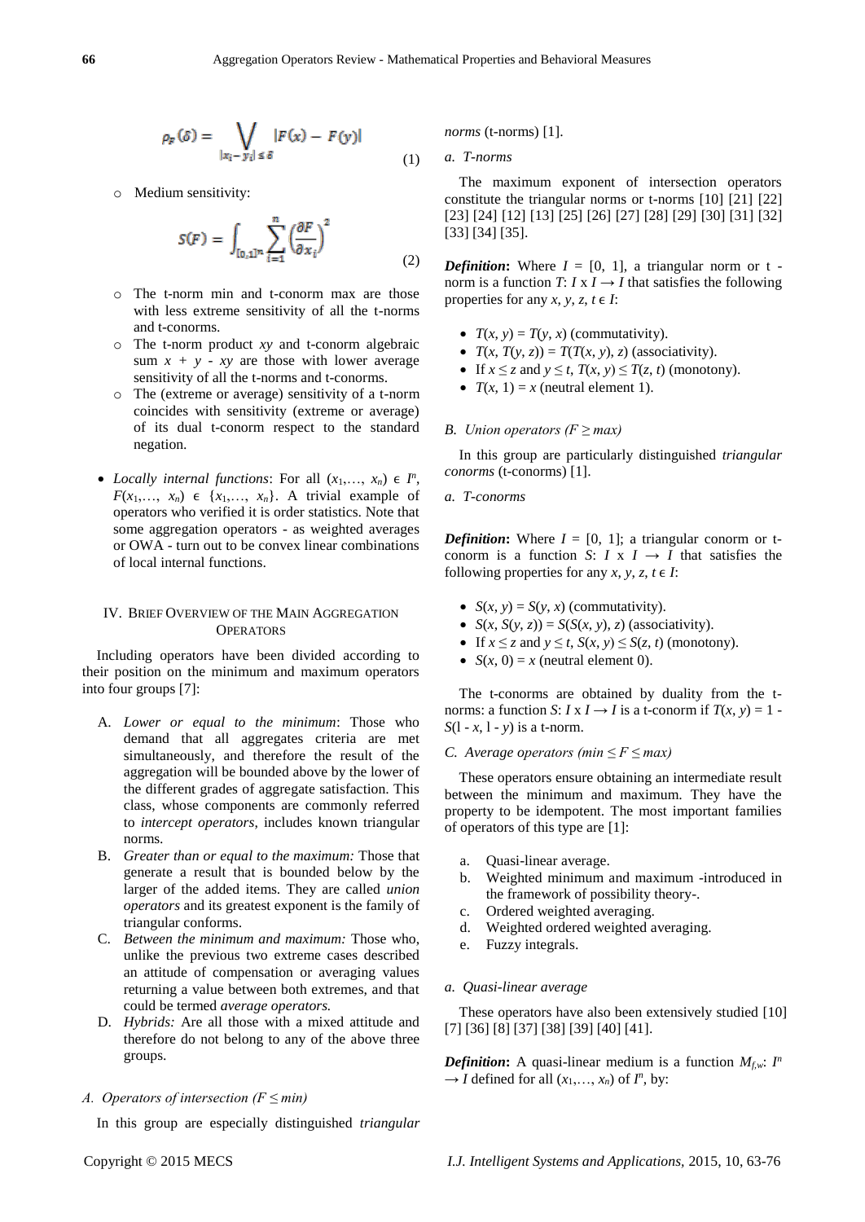$$\rho_F(\delta) = \bigvee_{|x_i - y_i| \leq \delta} |F(x) - F(y)| \tag{1}$$

- Medium sensitivity:

$$S(F) = \int_{[0,1]^n} \sum_{i=1}^{n} \left(\frac{\partial F}{\partial x_i}\right)^2 \tag{2}$$

- The t-norm min and t-conorm max are those with less extreme sensitivity of all the t-norms and t-conorms.
- The t-norm product $xy$ and t-conorm algebraic sum $x + y - xy$ are those with lower average sensitivity of all the t-norms and t-conorms.
- The (extreme or average) sensitivity of a t-norm coincides with sensitivity (extreme or average) of its dual t-conorm respect to the standard negation.

- *Locally internal functions*: For all $(x_1,\ldots, x_n) \in I^n$, $F(x_1,\ldots, x_n) \in \{x_1,\ldots, x_n\}$. A trivial example of operators who verified it is order statistics. Note that some aggregation operators - as weighted averages or OWA - turn out to be convex linear combinations of local internal functions.

## IV. Brief Overview of the Main Aggregation Operators

Including operators have been divided according to their position on the minimum and maximum operators into four groups [7]:

A. *Lower or equal to the minimum*: Those who demand that all aggregates criteria are met simultaneously, and therefore the result of the aggregation will be bounded above by the lower of the different grades of aggregate satisfaction. This class, whose components are commonly referred to *intercept operators*, includes known triangular norms.
B. *Greater than or equal to the maximum:* Those that generate a result that is bounded below by the larger of the added items. They are called *union operators* and its greatest exponent is the family of triangular conforms.
C. *Between the minimum and maximum:* Those who, unlike the previous two extreme cases described an attitude of compensation or averaging values returning a value between both extremes, and that could be termed *average operators.*
D. *Hybrids:* Are all those with a mixed attitude and therefore do not belong to any of the above three groups.

### *A. Operators of intersection ($F \leq min$)*

In this group are especially distinguished *triangular norms* (t-norms) [1].

#### *a. T-norms*

The maximum exponent of intersection operators constitute the triangular norms or t-norms [10] [21] [22] [23] [24] [12] [13] [25] [26] [27] [28] [29] [30] [31] [32] [33] [34] [35].

***Definition*:** Where $I = [0, 1]$, a triangular norm or t - norm is a function $T$: $I \times I \rightarrow I$ that satisfies the following properties for any $x, y, z, t \in I$:

- $T(x, y) = T(y, x)$ (commutativity).
- $T(x, T(y, z)) = T(T(x, y), z)$ (associativity).
- If $x \leq z$ and $y \leq t$, $T(x, y) \leq T(z, t)$ (monotony).
- $T(x, 1) = x$ (neutral element 1).

### *B. Union operators ($F \geq max$)*

In this group are particularly distinguished *triangular conorms* (t-conorms) [1].

#### *a. T-conorms*

***Definition*:** Where $I = [0, 1]$; a triangular conorm or t-conorm is a function $S$: $I \times I \rightarrow I$ that satisfies the following properties for any $x, y, z, t \in I$:

- $S(x, y) = S(y, x)$ (commutativity).
- $S(x, S(y, z)) = S(S(x, y), z)$ (associativity).
- If $x \leq z$ and $y \leq t$, $S(x, y) \leq S(z, t)$ (monotony).
- $S(x, 0) = x$ (neutral element 0).

The t-conorms are obtained by duality from the t-norms: $I \times I \rightarrow I$ is a t-conorm if $T(x, y) = 1 - S(1 - x, 1 - y)$ is a t-norm.

### *C. Average operators ($min \leq F \leq max$)*

These operators ensure obtaining an intermediate result between the minimum and maximum. They have the property to be idempotent. The most important families of operators of this type are [1]:

a. Quasi-linear average.
b. Weighted minimum and maximum -introduced in the framework of possibility theory-.
c. Ordered weighted averaging.
d. Weighted ordered weighted averaging.
e. Fuzzy integrals.

#### *a. Quasi-linear average*

These operators have also been extensively studied [10] [7] [36] [8] [37] [38] [39] [40] [41].

***Definition*:** A quasi-linear medium is a function $M_{f,w}$: $I^n \rightarrow I$ defined for all $(x_1,\ldots, x_n)$ of $I^n$, by: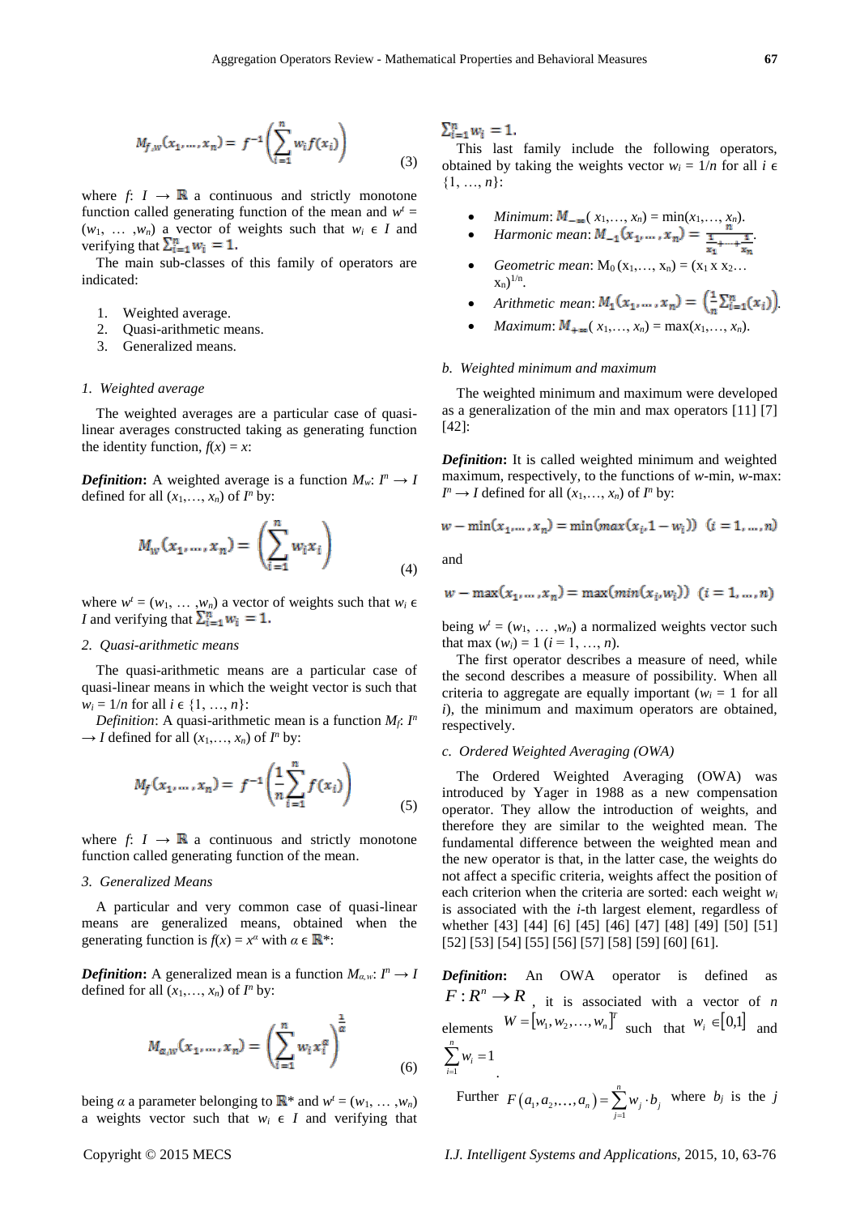$$M_{f,w}(x_1,\dots,x_n) = f^{-1}\left(\sum_{i=1}^{n} w_i f(x_i)\right) \quad (3)$$

where $f$: $I \rightarrow \mathbb{R}$ a continuous and strictly monotone function called generating function of the mean and $w^t = (w_1, \dots, w_n)$ a vector of weights such that $w_i \in I$ and verifying that $\sum_{i=1}^{n} w_i = 1$.

The main sub-classes of this family of operators are indicated:

1. Weighted average.
2. Quasi-arithmetic means.
3. Generalized means.

*1. Weighted average*

The weighted averages are a particular case of quasi-linear averages constructed taking as generating function the identity function, $f(x) = x$:

***Definition*:** A weighted average is a function $M_w$: $I^n \rightarrow I$ defined for all $(x_1,\dots, x_n)$ of $I^n$ by:

$$M_w(x_1,\dots,x_n) = \left(\sum_{i=1}^{n} w_i x_i\right) \quad (4)$$

where $w^t = (w_1, \dots, w_n)$ a vector of weights such that $w_i \in I$ and verifying that $\sum_{i=1}^{n} w_i = 1$.

*2. Quasi-arithmetic means*

The quasi-arithmetic means are a particular case of quasi-linear means in which the weight vector is such that $w_i = 1/n$ for all $i \in \{1, \dots, n\}$:

*Definition*: A quasi-arithmetic mean is a function $M_f$: $I^n \rightarrow I$ defined for all $(x_1,\dots, x_n)$ of $I^n$ by:

$$M_f(x_1,\dots,x_n) = f^{-1}\left(\frac{1}{n}\sum_{i=1}^{n} f(x_i)\right) \quad (5)$$

where $f$: $I \rightarrow \mathbb{R}$ a continuous and strictly monotone function called generating function of the mean.

*3. Generalized Means*

A particular and very common case of quasi-linear means are generalized means, obtained when the generating function is $f(x) = x^\alpha$ with $\alpha \in \mathbb{R}^*$:

***Definition*:** A generalized mean is a function $M_{\alpha,w}$: $I^n \rightarrow I$ defined for all $(x_1,\dots, x_n)$ of $I^n$ by:

$$M_{\alpha,w}(x_1,\dots,x_n) = \left(\sum_{i=1}^{n} w_i x_i^{\alpha}\right)^{\frac{1}{\alpha}} \quad (6)$$

being $\alpha$ a parameter belonging to $\mathbb{R}^*$ and $w^t = (w_1, \dots, w_n)$ a weights vector such that $w_i \in I$ and verifying that $\sum_{i=1}^{n} w_i = 1$.

This last family include the following operators, obtained by taking the weights vector $w_i = 1/n$ for all $i \in \{1, \dots, n\}$:

- *Minimum*: $M_{-\infty}(x_1,\dots, x_n) = \min(x_1,\dots, x_n)$.
- *Harmonic mean*: $M_{-1}(x_1,\dots,x_n) = \frac{n}{\frac{1}{x_1}+\dots+\frac{1}{x_n}}$.
- *Geometric mean*: $M_0(x_1,\dots, x_n) = (x_1 \times x_2 \dots x_n)^{1/n}$.
- *Arithmetic mean*: $M_1(x_1,\dots,x_n) = \left(\frac{1}{n}\sum_{i=1}^{n}(x_i)\right)$.
- *Maximum*: $M_{+\infty}(x_1,\dots, x_n) = \max(x_1,\dots, x_n)$.

*b. Weighted minimum and maximum*

The weighted minimum and maximum were developed as a generalization of the min and max operators [11] [7] [42]:

***Definition*:** It is called weighted minimum and weighted maximum, respectively, to the functions of *w*-min, *w*-max: $I^n \rightarrow I$ defined for all $(x_1,\dots, x_n)$ of $I^n$ by:

$$w-\min(x_1,\dots,x_n) = \min(\max(x_i, 1-w_i)) \quad (i = 1,\dots,n)$$

and

$$w-\max(x_1,\dots,x_n) = \max(\min(x_i, w_i)) \quad (i = 1,\dots,n)$$

being $w^t = (w_1, \dots, w_n)$ a normalized weights vector such that $\max(w_i) = 1$ $(i = 1, \dots, n)$.

The first operator describes a measure of need, while the second describes a measure of possibility. When all criteria to aggregate are equally important ($w_i = 1$ for all $i$), the minimum and maximum operators are obtained, respectively.

*c. Ordered Weighted Averaging (OWA)*

The Ordered Weighted Averaging (OWA) was introduced by Yager in 1988 as a new compensation operator. They allow the introduction of weights, and therefore they are similar to the weighted mean. The fundamental difference between the weighted mean and the new operator is that, in the latter case, the weights do not affect a specific criteria, weights affect the position of each criterion when the criteria are sorted: each weight $w_i$ is associated with the $i$-th largest element, regardless of whether [43] [44] [6] [45] [46] [47] [48] [49] [50] [51] [52] [53] [54] [55] [56] [57] [58] [59] [60] [61].

***Definition*:** An OWA operator is defined as $F: R^n \rightarrow R$, it is associated with a vector of $n$ elements $W = [w_1, w_2, \dots, w_n]^T$ such that $w_i \in [0,1]$ and $\sum_{i=1}^{n} w_i = 1$.

Further $F(a_1, a_2, \dots, a_n) = \sum_{j=1}^{n} w_j \cdot b_j$ where $b_j$ is the $j$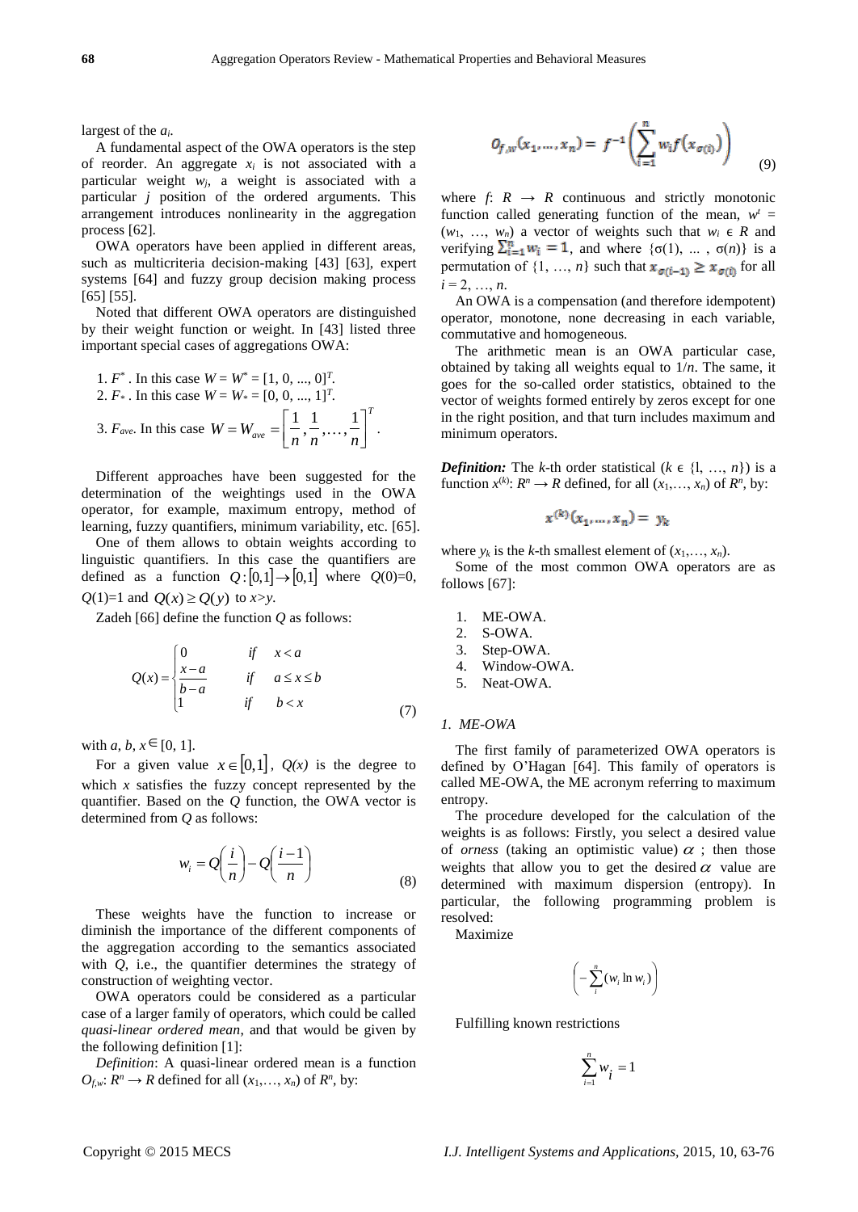largest of the $a_i$.

A fundamental aspect of the OWA operators is the step of reorder. An aggregate $x_i$ is not associated with a particular weight $w_j$, a weight is associated with a particular $j$ position of the ordered arguments. This arrangement introduces nonlinearity in the aggregation process [62].

OWA operators have been applied in different areas, such as multicriteria decision-making [43] [63], expert systems [64] and fuzzy group decision making process [65] [55].

Noted that different OWA operators are distinguished by their weight function or weight. In [43] listed three important special cases of aggregations OWA:

1. $F^*$. In this case $W = W^* = [1, 0, ..., 0]^T$.
2. $F_*$. In this case $W = W_* = [0, 0, ..., 1]^T$.
3. $F_{ave}$. In this case $W = W_{ave} = \left[\frac{1}{n}, \frac{1}{n}, \dots, \frac{1}{n}\right]^T$.

Different approaches have been suggested for the determination of the weightings used in the OWA operator, for example, maximum entropy, method of learning, fuzzy quantifiers, minimum variability, etc. [65].

One of them allows to obtain weights according to linguistic quantifiers. In this case the quantifiers are defined as a function $Q:[0,1]\rightarrow[0,1]$ where $Q(0)=0$, $Q(1)=1$ and $Q(x)\geq Q(y)$ to $x>y$.

Zadeh [66] define the function $Q$ as follows:

$$Q(x) = \begin{cases} 0 & if \quad x < a \\ \dfrac{x-a}{b-a} & if \quad a \leq x \leq b \\ 1 & if \quad b < x \end{cases} \tag{7}$$

with $a$, $b$, $x \in [0, 1]$.

For a given value $x \in [0,1]$, $Q(x)$ is the degree to which $x$ satisfies the fuzzy concept represented by the quantifier. Based on the $Q$ function, the OWA vector is determined from $Q$ as follows:

$$w_i = Q\left(\frac{i}{n}\right) - Q\left(\frac{i-1}{n}\right) \tag{8}$$

These weights have the function to increase or diminish the importance of the different components of the aggregation according to the semantics associated with $Q$, i.e., the quantifier determines the strategy of construction of weighting vector.

OWA operators could be considered as a particular case of a larger family of operators, which could be called *quasi-linear ordered mean*, and that would be given by the following definition [1]:

*Definition*: A quasi-linear ordered mean is a function $O_{f,w}$: $R^n \rightarrow R$ defined for all $(x_1,\ldots, x_n)$ of $R^n$, by:

$$O_{f,w}(x_1, \ldots, x_n) = f^{-1}\left(\sum_{i=1}^{n} w_i f\left(x_{\sigma(i)}\right)\right) \tag{9}$$

where $f$: $R \rightarrow R$ continuous and strictly monotonic function called generating function of the mean, $w^t = (w_1, \ldots, w_n)$ a vector of weights such that $w_i \in R$ and verifying $\sum_{i=1}^{n} w_i = 1$, and where $\{\sigma(1), \ldots, \sigma(n)\}$ is a permutation of $\{1, \ldots, n\}$ such that $x_{\sigma(i-1)} \geq x_{\sigma(i)}$ for all $i = 2, \ldots, n$.

An OWA is a compensation (and therefore idempotent) operator, monotone, none decreasing in each variable, commutative and homogeneous.

The arithmetic mean is an OWA particular case, obtained by taking all weights equal to $1/n$. The same, it goes for the so-called order statistics, obtained to the vector of weights formed entirely by zeros except for one in the right position, and that turn includes maximum and minimum operators.

***Definition:*** The $k$-th order statistical ($k \in \{1, \ldots, n\}$) is a function $x^{(k)}$: $R^n \rightarrow R$ defined, for all $(x_1,\ldots, x_n)$ of $R^n$, by:

$$x^{(k)}(x_1, \ldots, x_n) = y_k$$

where $y_k$ is the $k$-th smallest element of $(x_1,\ldots, x_n)$.

Some of the most common OWA operators are as follows [67]:

1. ME-OWA.
2. S-OWA.
3. Step-OWA.
4. Window-OWA.
5. Neat-OWA.

### *1. ME-OWA*

The first family of parameterized OWA operators is defined by O'Hagan [64]. This family of operators is called ME-OWA, the ME acronym referring to maximum entropy.

The procedure developed for the calculation of the weights is as follows: Firstly, you select a desired value of *orness* (taking an optimistic value) $\alpha$ ; then those weights that allow you to get the desired $\alpha$ value are determined with maximum dispersion (entropy). In particular, the following programming problem is resolved:

Maximize

$$\left(-\sum_{i}^{n}(w_i \ln w_i)\right)$$

Fulfilling known restrictions

$$\sum_{i=1}^{n} w_i = 1$$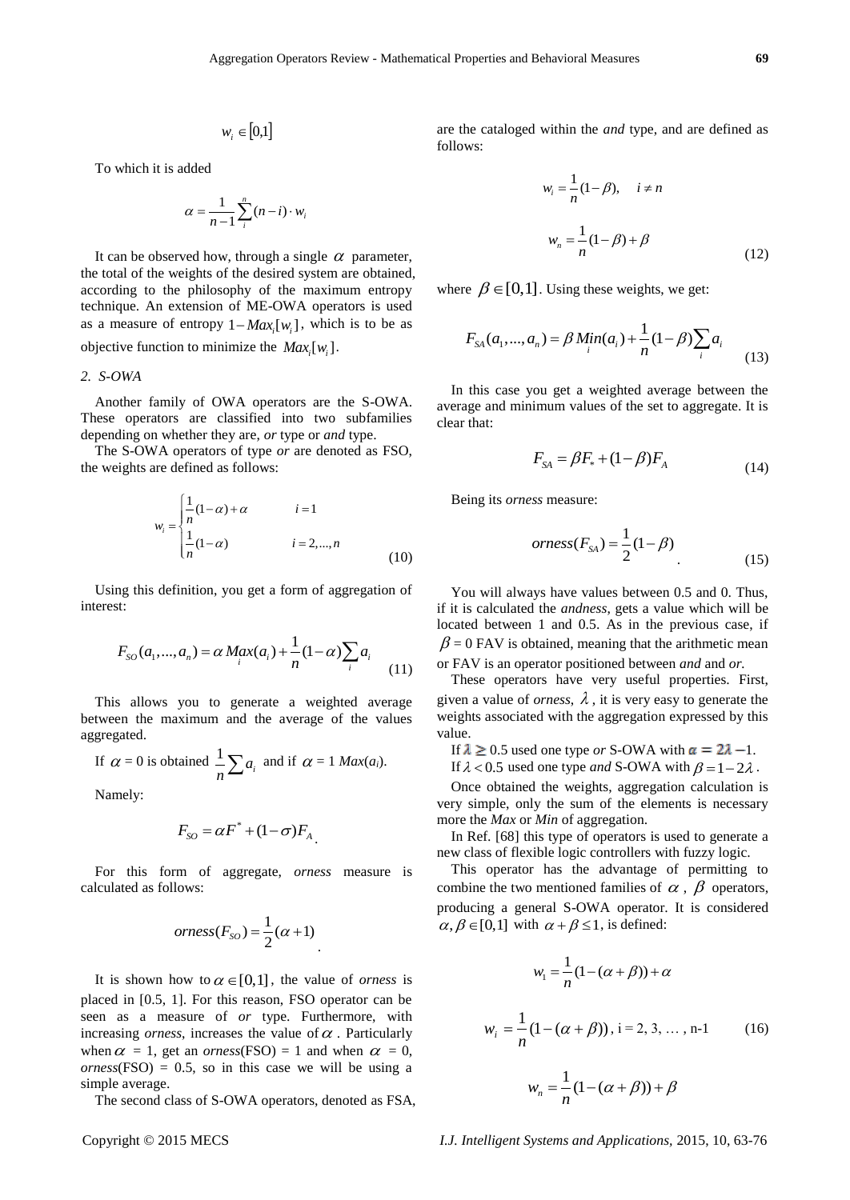$$w_i \in [0,1]$$

To which it is added

$$\alpha = \frac{1}{n-1}\sum_{i}^{n}(n-i)\cdot w_i$$

It can be observed how, through a single $\alpha$ parameter, the total of the weights of the desired system are obtained, according to the philosophy of the maximum entropy technique. An extension of ME-OWA operators is used as a measure of entropy $1 - Max_i[w_i]$, which is to be as objective function to minimize the $Max_i[w_i]$.

*2. S-OWA*

Another family of OWA operators are the S-OWA. These operators are classified into two subfamilies depending on whether they are, *or* type or *and* type.

The S-OWA operators of type *or* are denoted as FSO, the weights are defined as follows:

$$w_i = \begin{cases} \frac{1}{n}(1-\alpha)+\alpha & i=1 \\ \frac{1}{n}(1-\alpha) & i=2,...,n \end{cases} \tag{10}$$

Using this definition, you get a form of aggregation of interest:

$$F_{SO}(a_1,...,a_n) = \alpha \underset{i}{Max}(a_i) + \frac{1}{n}(1-\alpha)\sum_{i} a_i \tag{11}$$

This allows you to generate a weighted average between the maximum and the average of the values aggregated.

If $\alpha$ = 0 is obtained $\frac{1}{n}\sum a_i$ and if $\alpha$ = 1 $Max(a_i)$.

Namely:

$$F_{SO} = \alpha F^* + (1-\sigma)F_A.$$

For this form of aggregate, *orness* measure is calculated as follows:

$$orness(F_{SO}) = \frac{1}{2}(\alpha+1).$$

It is shown how to $\alpha \in [0,1]$, the value of *orness* is placed in [0.5, 1]. For this reason, FSO operator can be seen as a measure of *or* type. Furthermore, with increasing *orness*, increases the value of $\alpha$. Particularly when $\alpha$ = 1, get an *orness*(FSO) = 1 and when $\alpha$ = 0, *orness*(FSO) = 0.5, so in this case we will be using a simple average.

The second class of S-OWA operators, denoted as FSA, are the cataloged within the *and* type, and are defined as follows:

$$w_i = \frac{1}{n}(1-\beta), \quad i \neq n$$

$$w_n = \frac{1}{n}(1-\beta)+\beta \tag{12}$$

where $\beta \in [0,1]$. Using these weights, we get:

$$F_{SA}(a_1,...,a_n) = \beta \underset{i}{Min}(a_i) + \frac{1}{n}(1-\beta)\sum_{i} a_i \tag{13}$$

In this case you get a weighted average between the average and minimum values of the set to aggregate. It is clear that:

$$F_{SA} = \beta F_* + (1-\beta)F_A \tag{14}$$

Being its *orness* measure:

$$orness(F_{SA}) = \frac{1}{2}(1-\beta). \tag{15}$$

You will always have values between 0.5 and 0. Thus, if it is calculated the *andness*, gets a value which will be located between 1 and 0.5. As in the previous case, if $\beta$ = 0 FAV is obtained, meaning that the arithmetic mean or FAV is an operator positioned between *and* and *or*.

These operators have very useful properties. First, given a value of *orness*, $\lambda$, it is very easy to generate the weights associated with the aggregation expressed by this value.

If $\lambda \geq$ 0.5 used one type *or* S-OWA with $\alpha = 2\lambda - 1$.

If $\lambda < 0.5$ used one type *and* S-OWA with $\beta = 1 - 2\lambda$.

Once obtained the weights, aggregation calculation is very simple, only the sum of the elements is necessary more the *Max* or *Min* of aggregation.

In Ref. [68] this type of operators is used to generate a new class of flexible logic controllers with fuzzy logic.

This operator has the advantage of permitting to combine the two mentioned families of $\alpha$, $\beta$ operators, producing a general S-OWA operator. It is considered $\alpha, \beta \in [0,1]$ with $\alpha + \beta \leq 1$, is defined:

$$w_1 = \frac{1}{n}(1-(\alpha+\beta))+\alpha$$

$$w_i = \frac{1}{n}(1-(\alpha+\beta)), \text{ i = 2, 3, … , n-1} \tag{16}$$

$$w_n = \frac{1}{n}(1-(\alpha+\beta))+\beta$$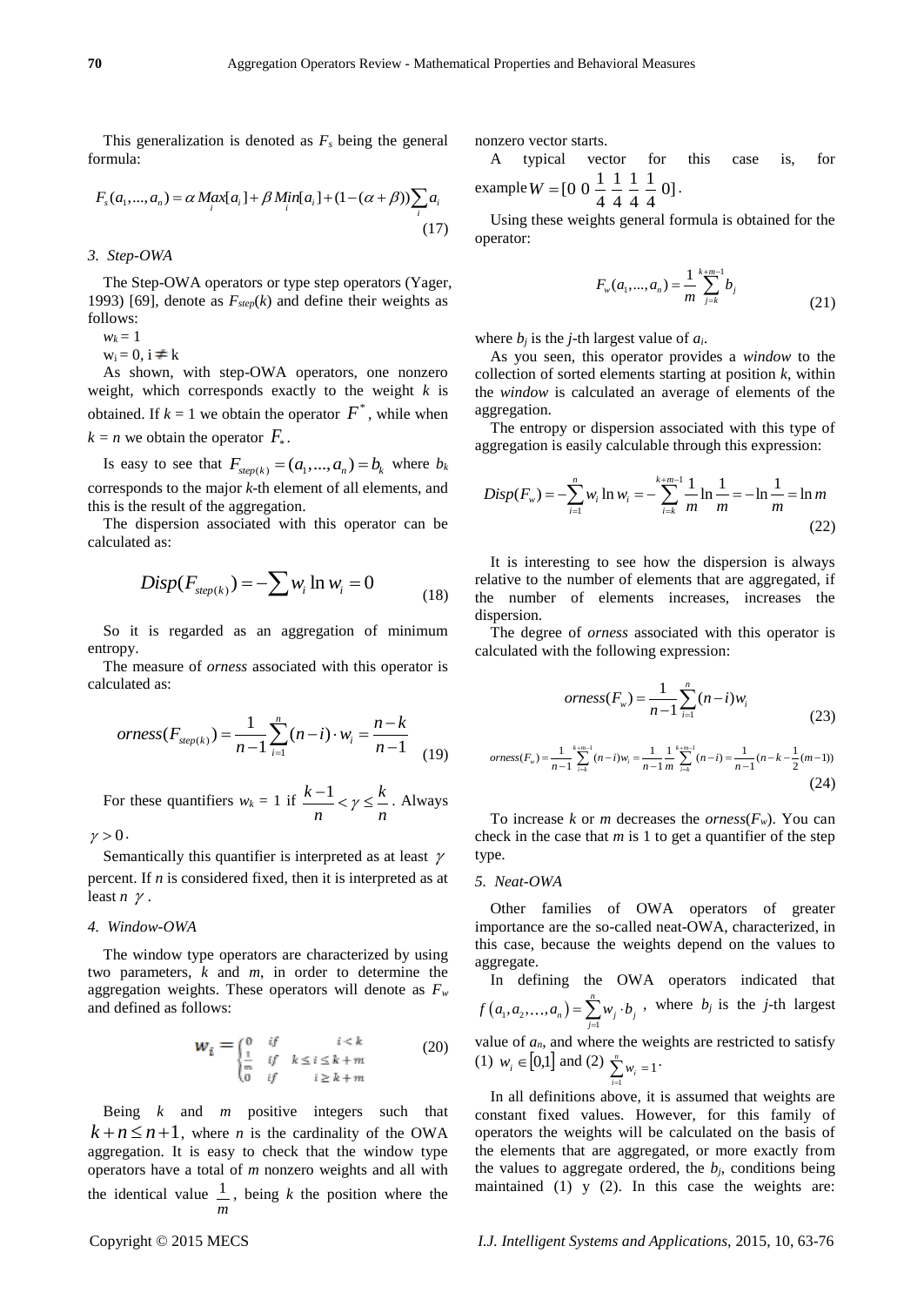This generalization is denoted as $F_s$ being the general formula:

$$F_s(a_1,...,a_n) = \alpha \underset{i}{Max}[a_i] + \beta \underset{i}{Min}[a_i] + (1-(\alpha+\beta))\sum_i a_i \quad (17)$$

### 3. Step-OWA

The Step-OWA operators or type step operators (Yager, 1993) [69], denote as $F_{step}(k)$ and define their weights as follows:

$w_k = 1$

$w_i = 0,\ i \neq k$

As shown, with step-OWA operators, one nonzero weight, which corresponds exactly to the weight $k$ is obtained. If $k = 1$ we obtain the operator $F^*$, while when $k = n$ we obtain the operator $F_*$.

Is easy to see that $F_{step(k)} = (a_1,...,a_n) = b_k$ where $b_k$ corresponds to the major $k$-th element of all elements, and this is the result of the aggregation.

The dispersion associated with this operator can be calculated as:

$$Disp(F_{step(k)}) = -\sum w_i \ln w_i = 0 \quad (18)$$

So it is regarded as an aggregation of minimum entropy.

The measure of *orness* associated with this operator is calculated as:

$$orness(F_{step(k)}) = \frac{1}{n-1}\sum_{i=1}^{n}(n-i)\cdot w_i = \frac{n-k}{n-1} \quad (19)$$

For these quantifiers $w_k = 1$ if $\frac{k-1}{n} < \gamma \leq \frac{k}{n}$. Always $\gamma > 0$.

Semantically this quantifier is interpreted as at least $\gamma$ percent. If $n$ is considered fixed, then it is interpreted as at least $n\ \gamma$.

### 4. Window-OWA

The window type operators are characterized by using two parameters, $k$ and $m$, in order to determine the aggregation weights. These operators will denote as $F_w$ and defined as follows:

$$w_i = \begin{cases} 0 & if \quad i < k \\ \frac{1}{m} & if \quad k \leq i \leq k+m \\ 0 & if \quad i \geq k+m \end{cases} \quad (20)$$

Being $k$ and $m$ positive integers such that $k + n \leq n+1$, where $n$ is the cardinality of the OWA aggregation. It is easy to check that the window type operators have a total of $m$ nonzero weights and all with the identical value $\frac{1}{m}$, being $k$ the position where the nonzero vector starts.

A typical vector for this case is, for example $W = [0\ 0\ \frac{1}{4}\ \frac{1}{4}\ \frac{1}{4}\ \frac{1}{4}\ 0]$.

Using these weights general formula is obtained for the operator:

$$F_w(a_1,...,a_n) = \frac{1}{m}\sum_{j=k}^{k+m-1} b_j \quad (21)$$

where $b_j$ is the $j$-th largest value of $a_i$.

As you seen, this operator provides a *window* to the collection of sorted elements starting at position $k$, within the *window* is calculated an average of elements of the aggregation.

The entropy or dispersion associated with this type of aggregation is easily calculable through this expression:

$$Disp(F_w) = -\sum_{i=1}^{n} w_i \ln w_i = -\sum_{i=k}^{k+m-1}\frac{1}{m}\ln\frac{1}{m} = -\ln\frac{1}{m} = \ln m \quad (22)$$

It is interesting to see how the dispersion is always relative to the number of elements that are aggregated, if the number of elements increases, increases the dispersion.

The degree of *orness* associated with this operator is calculated with the following expression:

$$orness(F_w) = \frac{1}{n-1}\sum_{i=1}^{n}(n-i)w_i \quad (23)$$

$$orness(F_w) = \frac{1}{n-1}\sum_{i=k}^{k+m-1}(n-i)w_i = \frac{1}{n-1}\frac{1}{m}\sum_{i=k}^{k+m-1}(n-i) = \frac{1}{n-1}(n-k-\frac{1}{2}(m-1)) \quad (24)$$

To increase $k$ or $m$ decreases the *orness*($F_w$). You can check in the case that $m$ is 1 to get a quantifier of the step type.

### 5. Neat-OWA

Other families of OWA operators of greater importance are the so-called neat-OWA, characterized, in this case, because the weights depend on the values to aggregate.

In defining the OWA operators indicated that $f(a_1, a_2, \ldots, a_n) = \sum_{j=1}^{n} w_j \cdot b_j$, where $b_j$ is the $j$-th largest value of $a_n$, and where the weights are restricted to satisfy (1) $w_i \in [0,1]$ and (2) $\sum_{i=1}^{n} w_i = 1$.

In all definitions above, it is assumed that weights are constant fixed values. However, for this family of operators the weights will be calculated on the basis of the elements that are aggregated, or more exactly from the values to aggregate ordered, the $b_j$, conditions being maintained (1) y (2). In this case the weights are: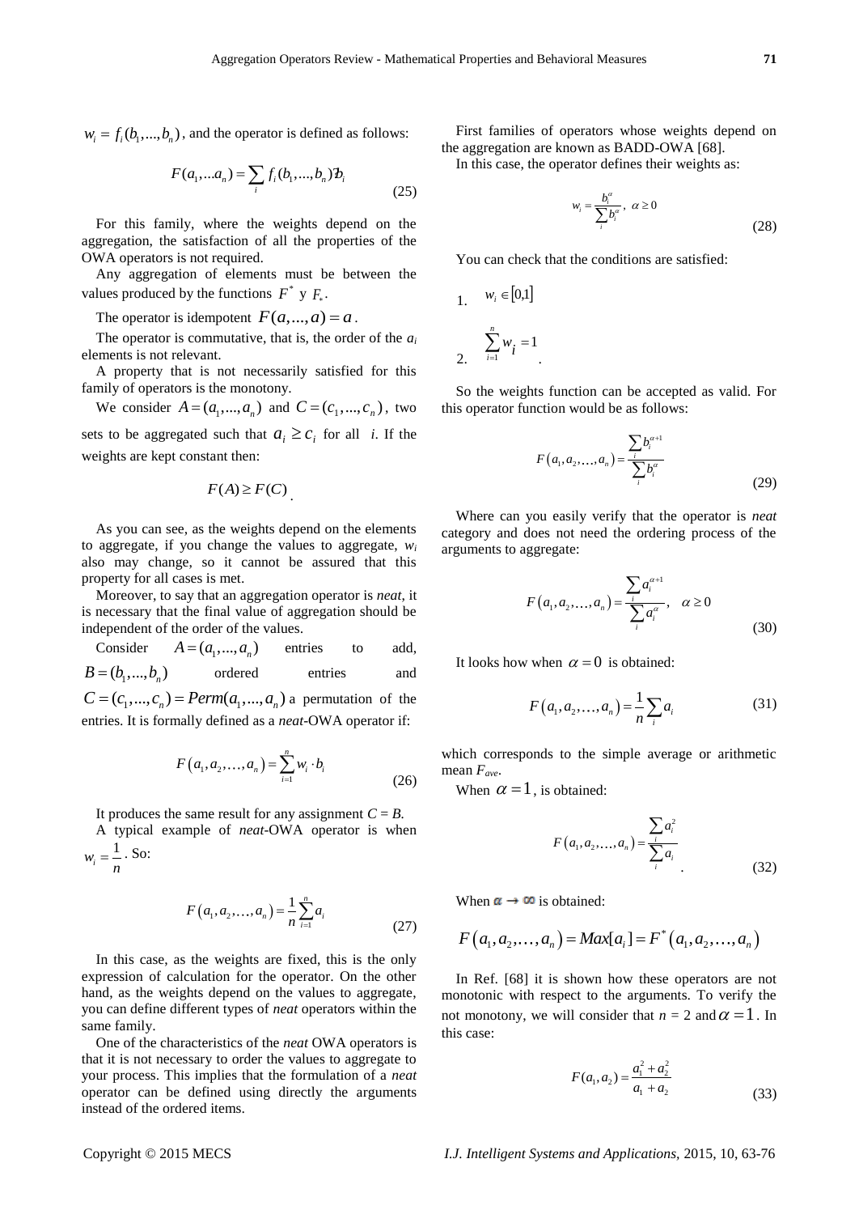$w_i = f_i(b_1,...,b_n)$, and the operator is defined as follows:

$$F(a_1,...a_n) = \sum_i f_i(b_1,...,b_n) \cdot b_i \tag{25}$$

For this family, where the weights depend on the aggregation, the satisfaction of all the properties of the OWA operators is not required.

Any aggregation of elements must be between the values produced by the functions $F^*$ y $F_*$.

The operator is idempotent $F(a,...,a) = a$.

The operator is commutative, that is, the order of the $a_i$ elements is not relevant.

A property that is not necessarily satisfied for this family of operators is the monotony.

We consider $A = (a_1,...,a_n)$ and $C = (c_1,...,c_n)$, two sets to be aggregated such that $a_i \geq c_i$ for all $i$. If the weights are kept constant then:

$$F(A) \geq F(C)$$

As you can see, as the weights depend on the elements to aggregate, if you change the values to aggregate, $w_i$ also may change, so it cannot be assured that this property for all cases is met.

Moreover, to say that an aggregation operator is *neat*, it is necessary that the final value of aggregation should be independent of the order of the values.

Consider $A = (a_1,...,a_n)$ entries to add, $B = (b_1,...,b_n)$ ordered entries and $C = (c_1,...,c_n) = Perm(a_1,...,a_n)$ a permutation of the entries. It is formally defined as a *neat*-OWA operator if:

$$F(a_1, a_2, \ldots, a_n) = \sum_{i=1}^{n} w_i \cdot b_i \tag{26}$$

It produces the same result for any assignment $C = B$.

A typical example of *neat*-OWA operator is when $w_i = \frac{1}{n}$. So:

$$F(a_1, a_2, \ldots, a_n) = \frac{1}{n}\sum_{i=1}^{n} a_i \tag{27}$$

In this case, as the weights are fixed, this is the only expression of calculation for the operator. On the other hand, as the weights depend on the values to aggregate, you can define different types of *neat* operators within the same family.

One of the characteristics of the *neat* OWA operators is that it is not necessary to order the values to aggregate to your process. This implies that the formulation of a *neat* operator can be defined using directly the arguments instead of the ordered items.

First families of operators whose weights depend on the aggregation are known as BADD-OWA [68].

In this case, the operator defines their weights as:

$$w_i = \frac{b_i^{\alpha}}{\sum_i b_i^{\alpha}}, \ \alpha \geq 0 \tag{28}$$

You can check that the conditions are satisfied:

1. $w_i \in [0,1]$
2. $\sum_{i=1}^{n} w_i = 1$.

So the weights function can be accepted as valid. For this operator function would be as follows:

$$F(a_1, a_2, \ldots, a_n) = \frac{\sum_i b_i^{\alpha+1}}{\sum_i b_i^{\alpha}} \tag{29}$$

Where can you easily verify that the operator is *neat* category and does not need the ordering process of the arguments to aggregate:

$$F(a_1, a_2, \ldots, a_n) = \frac{\sum_i a_i^{\alpha+1}}{\sum_i a_i^{\alpha}}, \quad \alpha \geq 0 \tag{30}$$

It looks how when $\alpha = 0$ is obtained:

$$F(a_1, a_2, \ldots, a_n) = \frac{1}{n}\sum_i a_i \tag{31}$$

which corresponds to the simple average or arithmetic mean $F_{ave}$.

When $\alpha = 1$, is obtained:

$$F(a_1, a_2, \ldots, a_n) = \frac{\sum_i a_i^2}{\sum_i a_i}. \tag{32}$$

When $\alpha \rightarrow \infty$ is obtained:

$$F(a_1, a_2, \ldots, a_n) = Max[a_i] = F^*(a_1, a_2, \ldots, a_n)$$

In Ref. [68] it is shown how these operators are not monotonic with respect to the arguments. To verify the not monotony, we will consider that $n = 2$ and $\alpha = 1$. In this case:

$$F(a_1, a_2) = \frac{a_1^2 + a_2^2}{a_1 + a_2} \tag{33}$$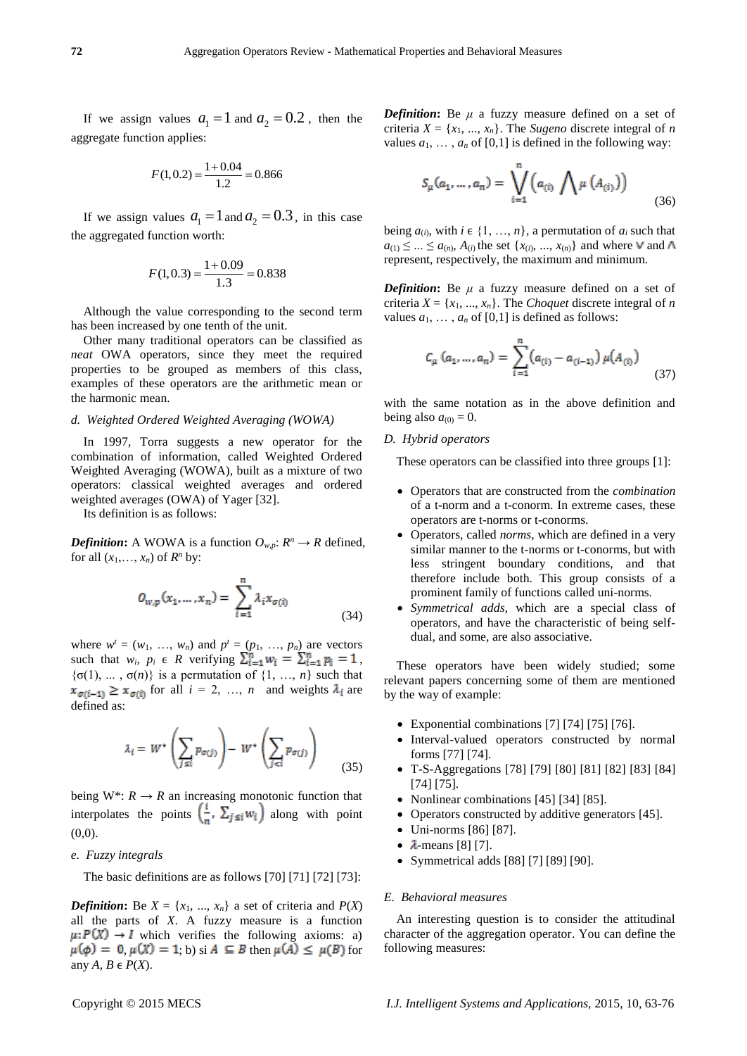If we assign values $a_1 = 1$ and $a_2 = 0.2$, then the aggregate function applies:

$$F(1, 0.2) = \frac{1 + 0.04}{1.2} = 0.866$$

If we assign values $a_1 = 1$ and $a_2 = 0.3$, in this case the aggregated function worth:

$$F(1, 0.3) = \frac{1 + 0.09}{1.3} = 0.838$$

Although the value corresponding to the second term has been increased by one tenth of the unit.

Other many traditional operators can be classified as *neat* OWA operators, since they meet the required properties to be grouped as members of this class, examples of these operators are the arithmetic mean or the harmonic mean.

### *d. Weighted Ordered Weighted Averaging (WOWA)*

In 1997, Torra suggests a new operator for the combination of information, called Weighted Ordered Weighted Averaging (WOWA), built as a mixture of two operators: classical weighted averages and ordered weighted averages (OWA) of Yager [32].

Its definition is as follows:

***Definition*:** A WOWA is a function $O_{w,p}$: $R^n \rightarrow R$ defined, for all $(x_1, \ldots, x_n)$ of $R^n$ by:

$$O_{w,p}(x_1, \ldots, x_n) = \sum_{i=1}^{n} \lambda_i x_{\sigma(i)} \tag{34}$$

where $w^t = (w_1, \ldots, w_n)$ and $p^t = (p_1, \ldots, p_n)$ are vectors such that $w_i, p_i \in R$ verifying $\sum_{i=1}^{n} w_i = \sum_{i=1}^{n} p_i = 1$, $\{\sigma(1), \ldots, \sigma(n)\}$ is a permutation of $\{1, \ldots, n\}$ such that $x_{\sigma(i-1)} \geq x_{\sigma(i)}$ for all $i = 2, \ldots, n$ and weights $\lambda_i$ are defined as:

$$\lambda_i = W^* \left( \sum_{j \leq i} p_{\sigma(j)} \right) - W^* \left( \sum_{j < i} p_{\sigma(j)} \right) \tag{35}$$

being $W^*$: $R \rightarrow R$ an increasing monotonic function that interpolates the points $\left( \frac{i}{n}, \sum_{j \leq i} w_i \right)$ along with point $(0,0)$.

### *e. Fuzzy integrals*

The basic definitions are as follows [70] [71] [72] [73]:

***Definition*:** Be $X = \{x_1, \ldots, x_n\}$ a set of criteria and $P(X)$ all the parts of $X$. A fuzzy measure is a function $\mu: P(X) \rightarrow I$ which verifies the following axioms: a) $\mu(\phi) = 0$, $\mu(X) = 1$; b) si $A \subseteq B$ then $\mu(A) \leq \mu(B)$ for any $A, B \in P(X)$.

***Definition*:** Be $\mu$ a fuzzy measure defined on a set of criteria $X = \{x_1, \ldots, x_n\}$. The *Sugeno* discrete integral of $n$ values $a_1, \ldots, a_n$ of [0,1] is defined in the following way:

$$S_\mu(a_1, \ldots, a_n) = \bigvee_{i=1}^{n} \left( a_{(i)} \bigwedge \mu\left(A_{(i)}\right) \right) \tag{36}$$

being $a_{(i)}$, with $i \in \{1, \ldots, n\}$, a permutation of $a_i$ such that $a_{(1)} \leq \ldots \leq a_{(n)}$, $A_{(i)}$ the set $\{x_{(i)}, \ldots, x_{(n)}\}$ and where $\vee$ and $\wedge$ represent, respectively, the maximum and minimum.

***Definition*:** Be $\mu$ a fuzzy measure defined on a set of criteria $X = \{x_1, \ldots, x_n\}$. The *Choquet* discrete integral of $n$ values $a_1, \ldots, a_n$ of [0,1] is defined as follows:

$$C_\mu(a_1, \ldots, a_n) = \sum_{i=1}^{n} \left( a_{(i)} - a_{(i-1)} \right) \mu\left(A_{(i)}\right) \tag{37}$$

with the same notation as in the above definition and being also $a_{(0)} = 0$.

### *D. Hybrid operators*

These operators can be classified into three groups [1]:

- Operators that are constructed from the *combination* of a t-norm and a t-conorm. In extreme cases, these operators are t-norms or t-conorms.
- Operators, called *norms*, which are defined in a very similar manner to the t-norms or t-conorms, but with less stringent boundary conditions, and that therefore include both. This group consists of a prominent family of functions called uni-norms.
- *Symmetrical adds*, which are a special class of operators, and have the characteristic of being self-dual, and some, are also associative.

These operators have been widely studied; some relevant papers concerning some of them are mentioned by the way of example:

- Exponential combinations [7] [74] [75] [76].
- Interval-valued operators constructed by normal forms [77] [74].
- T-S-Aggregations [78] [79] [80] [81] [82] [83] [84] [74] [75].
- Nonlinear combinations [45] [34] [85].
- Operators constructed by additive generators [45].
- Uni-norms [86] [87].
- $\lambda$-means [8] [7].
- Symmetrical adds [88] [7] [89] [90].

### *E. Behavioral measures*

An interesting question is to consider the attitudinal character of the aggregation operator. You can define the following measures: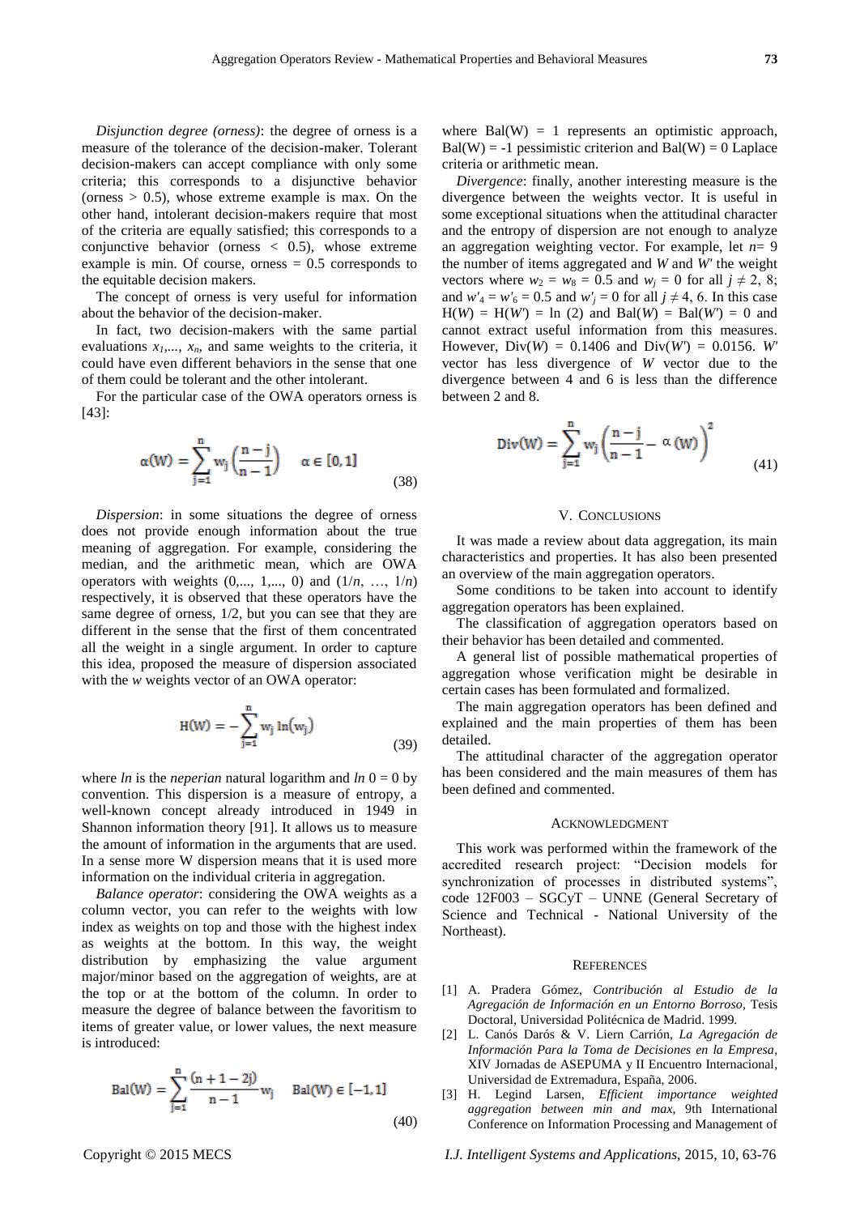*Disjunction degree (orness)*: the degree of orness is a measure of the tolerance of the decision-maker. Tolerant decision-makers can accept compliance with only some criteria; this corresponds to a disjunctive behavior (orness $> 0.5$), whose extreme example is max. On the other hand, intolerant decision-makers require that most of the criteria are equally satisfied; this corresponds to a conjunctive behavior (orness $< 0.5$), whose extreme example is min. Of course, orness $= 0.5$ corresponds to the equitable decision makers.

The concept of orness is very useful for information about the behavior of the decision-maker.

In fact, two decision-makers with the same partial evaluations $x_1,..., x_n$, and same weights to the criteria, it could have even different behaviors in the sense that one of them could be tolerant and the other intolerant.

For the particular case of the OWA operators orness is [43]:

$$\alpha(W) = \sum_{j=1}^{n} w_j \left(\frac{n-j}{n-1}\right) \quad \alpha \in [0,1] \tag{38}$$

*Dispersion*: in some situations the degree of orness does not provide enough information about the true meaning of aggregation. For example, considering the median, and the arithmetic mean, which are OWA operators with weights (0,..., 1,..., 0) and ($1/n$, …, $1/n$) respectively, it is observed that these operators have the same degree of orness, 1/2, but you can see that they are different in the sense that the first of them concentrated all the weight in a single argument. In order to capture this idea, proposed the measure of dispersion associated with the *w* weights vector of an OWA operator:

$$H(W) = -\sum_{j=1}^{n} w_j \ln(w_j) \tag{39}$$

where *ln* is the *neperian* natural logarithm and $ln\ 0 = 0$ by convention. This dispersion is a measure of entropy, a well-known concept already introduced in 1949 in Shannon information theory [91]. It allows us to measure the amount of information in the arguments that are used. In a sense more W dispersion means that it is used more information on the individual criteria in aggregation.

*Balance operator*: considering the OWA weights as a column vector, you can refer to the weights with low index as weights on top and those with the highest index as weights at the bottom. In this way, the weight distribution by emphasizing the value argument major/minor based on the aggregation of weights, are at the top or at the bottom of the column. In order to measure the degree of balance between the favoritism to items of greater value, or lower values, the next measure is introduced:

$$\mathrm{Bal}(W) = \sum_{j=1}^{n} \frac{(n+1-2j)}{n-1} w_j \quad \mathrm{Bal}(W) \in [-1,1] \tag{40}$$

where $\mathrm{Bal}(W) = 1$ represents an optimistic approach, $\mathrm{Bal}(W) = -1$ pessimistic criterion and $\mathrm{Bal}(W) = 0$ Laplace criteria or arithmetic mean.

*Divergence*: finally, another interesting measure is the divergence between the weights vector. It is useful in some exceptional situations when the attitudinal character and the entropy of dispersion are not enough to analyze an aggregation weighting vector. For example, let $n = 9$ the number of items aggregated and $W$ and $W'$ the weight vectors where $w_2 = w_8 = 0.5$ and $w_j = 0$ for all $j \neq 2, 8$; and $w'_4 = w'_6 = 0.5$ and $w'_j = 0$ for all $j \neq 4, 6$. In this case $H(W) = H(W') = \ln(2)$ and $\mathrm{Bal}(W) = \mathrm{Bal}(W') = 0$ and cannot extract useful information from this measures. However, $\mathrm{Div}(W) = 0.1406$ and $\mathrm{Div}(W') = 0.0156$. $W'$ vector has less divergence of $W$ vector due to the divergence between 4 and 6 is less than the difference between 2 and 8.

$$\mathrm{Div}(W) = \sum_{j=1}^{n} w_j \left(\frac{n-j}{n-1} - \alpha(W)\right)^2 \tag{41}$$

## V. Conclusions

It was made a review about data aggregation, its main characteristics and properties. It has also been presented an overview of the main aggregation operators.

Some conditions to be taken into account to identify aggregation operators has been explained.

The classification of aggregation operators based on their behavior has been detailed and commented.

A general list of possible mathematical properties of aggregation whose verification might be desirable in certain cases has been formulated and formalized.

The main aggregation operators has been defined and explained and the main properties of them has been detailed.

The attitudinal character of the aggregation operator has been considered and the main measures of them has been defined and commented.

## Acknowledgment

This work was performed within the framework of the accredited research project: “Decision models for synchronization of processes in distributed systems”, code 12F003 – SGCyT – UNNE (General Secretary of Science and Technical - National University of the Northeast).

## References

[1] A. Pradera Gómez, *Contribución al Estudio de la Agregación de Información en un Entorno Borroso*, Tesis Doctoral, Universidad Politécnica de Madrid. 1999.

[2] L. Canós Darós & V. Liern Carrión, *La Agregación de Información Para la Toma de Decisiones en la Empresa*, XIV Jornadas de ASEPUMA y II Encuentro Internacional, Universidad de Extremadura, España, 2006.

[3] H. Legind Larsen, *Efficient importance weighted aggregation between min and max*, 9th International Conference on Information Processing and Management of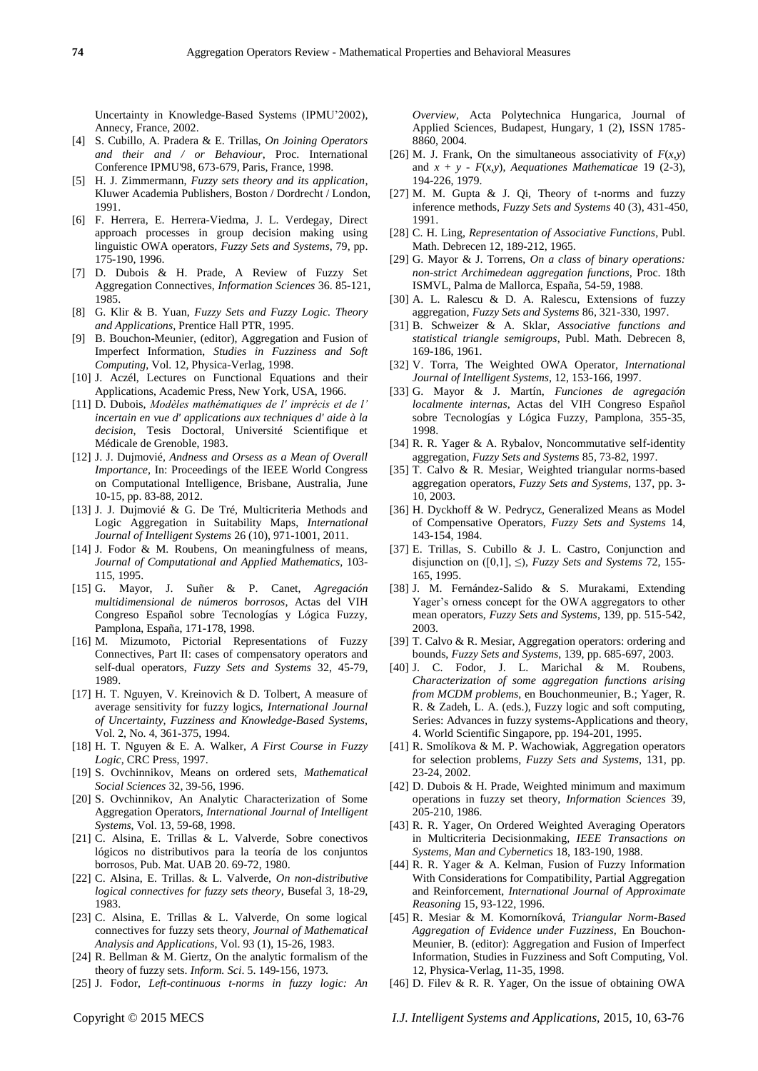Uncertainty in Knowledge-Based Systems (IPMU'2002), Annecy, France, 2002.

[4] S. Cubillo, A. Pradera & E. Trillas, *On Joining Operators and their and / or Behaviour*, Proc. International Conference IPMU'98, 673-679, Paris, France, 1998.

[5] H. J. Zimmermann, *Fuzzy sets theory and its application*, Kluwer Academia Publishers, Boston / Dordrecht / London, 1991.

[6] F. Herrera, E. Herrera-Viedma, J. L. Verdegay, Direct approach processes in group decision making using linguistic OWA operators, *Fuzzy Sets and Systems*, 79, pp. 175-190, 1996.

[7] D. Dubois & H. Prade, A Review of Fuzzy Set Aggregation Connectives, *Information Sciences* 36. 85-121, 1985.

[8] G. Klir & B. Yuan, *Fuzzy Sets and Fuzzy Logic. Theory and Applications*, Prentice Hall PTR, 1995.

[9] B. Bouchon-Meunier, (editor), Aggregation and Fusion of Imperfect Information, *Studies in Fuzziness and Soft Computing*, Vol. 12, Physica-Verlag, 1998.

[10] J. Aczél, Lectures on Functional Equations and their Applications, Academic Press, New York, USA, 1966.

[11] D. Dubois, *Modèles mathématiques de l' imprécis et de l' incertain en vue d' applications aux techniques d' aide à la decision*, Tesis Doctoral, Université Scientifique et Médicale de Grenoble, 1983.

[12] J. J. Dujmović, *Andness and Orsess as a Mean of Overall Importance*, In: Proceedings of the IEEE World Congress on Computational Intelligence, Brisbane, Australia, June 10-15, pp. 83-88, 2012.

[13] J. J. Dujmović & G. De Tré, Multicriteria Methods and Logic Aggregation in Suitability Maps, *International Journal of Intelligent Systems* 26 (10), 971-1001, 2011.

[14] J. Fodor & M. Roubens, On meaningfulness of means, *Journal of Computational and Applied Mathematics*, 103-115, 1995.

[15] G. Mayor, J. Suñer & P. Canet, *Agregación multidimensional de números borrosos*, Actas del VIH Congreso Español sobre Tecnologías y Lógica Fuzzy, Pamplona, España, 171-178, 1998.

[16] M. Mizumoto, Pictorial Representations of Fuzzy Connectives, Part II: cases of compensatory operators and self-dual operators, *Fuzzy Sets and Systems* 32, 45-79, 1989.

[17] H. T. Nguyen, V. Kreinovich & D. Tolbert, A measure of average sensitivity for fuzzy logics, *International Journal of Uncertainty, Fuzziness and Knowledge-Based Systems*, Vol. 2, No. 4, 361-375, 1994.

[18] H. T. Nguyen & E. A. Walker, *A First Course in Fuzzy Logic*, CRC Press, 1997.

[19] S. Ovchinnikov, Means on ordered sets, *Mathematical Social Sciences* 32, 39-56, 1996.

[20] S. Ovchinnikov, An Analytic Characterization of Some Aggregation Operators, *International Journal of Intelligent Systems*, Vol. 13, 59-68, 1998.

[21] C. Alsina, E. Trillas & L. Valverde, Sobre conectivos lógicos no distributivos para la teoría de los conjuntos borrosos, Pub. Mat. UAB 20. 69-72, 1980.

[22] C. Alsina, E. Trillas. & L. Valverde, *On non-distributive logical connectives for fuzzy sets theory*, Busefal 3, 18-29, 1983.

[23] C. Alsina, E. Trillas & L. Valverde, On some logical connectives for fuzzy sets theory, *Journal of Mathematical Analysis and Applications*, Vol. 93 (1), 15-26, 1983.

[24] R. Bellman & M. Giertz, On the analytic formalism of the theory of fuzzy sets. *Inform. Sci*. 5. 149-156, 1973.

[25] J. Fodor, *Left-continuous t-norms in fuzzy logic: An Overview*, Acta Polytechnica Hungarica, Journal of Applied Sciences, Budapest, Hungary, 1 (2), ISSN 1785-8860, 2004.

[26] M. J. Frank, On the simultaneous associativity of $F(x,y)$ and $x + y - F(x,y)$, *Aequationes Mathematicae* 19 (2-3), 194-226, 1979.

[27] M. M. Gupta & J. Qi, Theory of t-norms and fuzzy inference methods, *Fuzzy Sets and Systems* 40 (3), 431-450, 1991.

[28] C. H. Ling, *Representation of Associative Functions*, Publ. Math. Debrecen 12, 189-212, 1965.

[29] G. Mayor & J. Torrens, *On a class of binary operations: non-strict Archimedean aggregation functions*, Proc. 18th ISMVL, Palma de Mallorca, España, 54-59, 1988.

[30] A. L. Ralescu & D. A. Ralescu, Extensions of fuzzy aggregation, *Fuzzy Sets and Systems* 86, 321-330, 1997.

[31] B. Schweizer & A. Sklar, *Associative functions and statistical triangle semigroups*, Publ. Math. Debrecen 8, 169-186, 1961.

[32] V. Torra, The Weighted OWA Operator, *International Journal of Intelligent Systems*, 12, 153-166, 1997.

[33] G. Mayor & J. Martín, *Funciones de agregación localmente internas*, Actas del VIH Congreso Español sobre Tecnologías y Lógica Fuzzy, Pamplona, 355-35, 1998.

[34] R. R. Yager & A. Rybalov, Noncommutative self-identity aggregation, *Fuzzy Sets and Systems* 85, 73-82, 1997.

[35] T. Calvo & R. Mesiar, Weighted triangular norms-based aggregation operators, *Fuzzy Sets and Systems*, 137, pp. 3-10, 2003.

[36] H. Dyckhoff & W. Pedrycz, Generalized Means as Model of Compensative Operators, *Fuzzy Sets and Systems* 14, 143-154, 1984.

[37] E. Trillas, S. Cubillo & J. L. Castro, Conjunction and disjunction on ([0,1], ≤), *Fuzzy Sets and Systems* 72, 155-165, 1995.

[38] J. M. Fernández-Salido & S. Murakami, Extending Yager's orness concept for the OWA aggregators to other mean operators, *Fuzzy Sets and Systems*, 139, pp. 515-542, 2003.

[39] T. Calvo & R. Mesiar, Aggregation operators: ordering and bounds, *Fuzzy Sets and Systems*, 139, pp. 685-697, 2003.

[40] J. C. Fodor, J. L. Marichal & M. Roubens, *Characterization of some aggregation functions arising from MCDM problems*, en Bouchonmeunier, B.; Yager, R. R. & Zadeh, L. A. (eds.), Fuzzy logic and soft computing, Series: Advances in fuzzy systems-Applications and theory, 4. World Scientific Singapore, pp. 194-201, 1995.

[41] R. Smolíkova & M. P. Wachowiak, Aggregation operators for selection problems, *Fuzzy Sets and Systems*, 131, pp. 23-24, 2002.

[42] D. Dubois & H. Prade, Weighted minimum and maximum operations in fuzzy set theory, *Information Sciences* 39, 205-210, 1986.

[43] R. R. Yager, On Ordered Weighted Averaging Operators in Multicriteria Decisionmaking, *IEEE Transactions on Systems, Man and Cybernetics* 18, 183-190, 1988.

[44] R. R. Yager & A. Kelman, Fusion of Fuzzy Information With Considerations for Compatibility, Partial Aggregation and Reinforcement, *International Journal of Approximate Reasoning* 15, 93-122, 1996.

[45] R. Mesiar & M. Komorníková, *Triangular Norm-Based Aggregation of Evidence under Fuzziness*, En Bouchon-Meunier, B. (editor): Aggregation and Fusion of Imperfect Information, Studies in Fuzziness and Soft Computing, Vol. 12, Physica-Verlag, 11-35, 1998.

[46] D. Filev & R. R. Yager, On the issue of obtaining OWA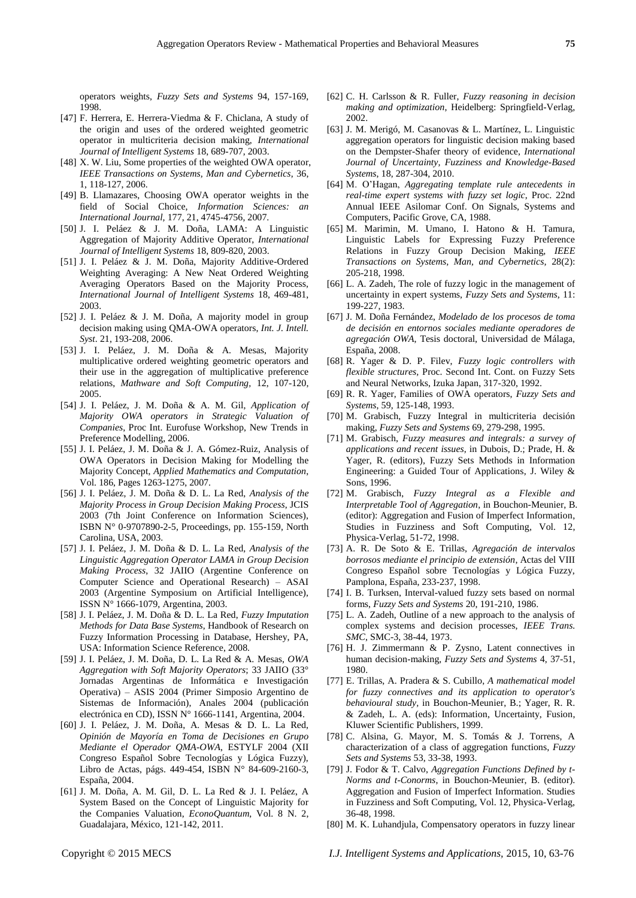operators weights, *Fuzzy Sets and Systems* 94, 157-169, 1998.

[47] F. Herrera, E. Herrera-Viedma & F. Chiclana, A study of the origin and uses of the ordered weighted geometric operator in multicriteria decision making, *International Journal of Intelligent Systems* 18, 689-707, 2003.

[48] X. W. Liu, Some properties of the weighted OWA operator, *IEEE Transactions on Systems, Man and Cybernetics*, 36, 1, 118-127, 2006.

[49] B. Llamazares, Choosing OWA operator weights in the field of Social Choice, *Information Sciences: an International Journal*, 177, 21, 4745-4756, 2007.

[50] J. I. Peláez & J. M. Doña, LAMA: A Linguistic Aggregation of Majority Additive Operator, *International Journal of Intelligent Systems* 18, 809-820, 2003.

[51] J. I. Peláez & J. M. Doña, Majority Additive-Ordered Weighting Averaging: A New Neat Ordered Weighting Averaging Operators Based on the Majority Process, *International Journal of Intelligent Systems* 18, 469-481, 2003.

[52] J. I. Peláez & J. M. Doña, A majority model in group decision making using QMA-OWA operators, *Int. J. Intell. Syst*. 21, 193-208, 2006.

[53] J. I. Peláez, J. M. Doña & A. Mesas, Majority multiplicative ordered weighting geometric operators and their use in the aggregation of multiplicative preference relations, *Mathware and Soft Computing*, 12, 107-120, 2005.

[54] J. I. Peláez, J. M. Doña & A. M. Gil, *Application of Majority OWA operators in Strategic Valuation of Companies*, Proc Int. Eurofuse Workshop, New Trends in Preference Modelling, 2006.

[55] J. I. Peláez, J. M. Doña & J. A. Gómez-Ruiz, Analysis of OWA Operators in Decision Making for Modelling the Majority Concept, *Applied Mathematics and Computation*, Vol. 186, Pages 1263-1275, 2007.

[56] J. I. Peláez, J. M. Doña & D. L. La Red, *Analysis of the Majority Process in Group Decision Making Process*, JCIS 2003 (7th Joint Conference on Information Sciences), ISBN N° 0-9707890-2-5, Proceedings, pp. 155-159, North Carolina, USA, 2003.

[57] J. I. Peláez, J. M. Doña & D. L. La Red, *Analysis of the Linguistic Aggregation Operator LAMA in Group Decision Making Process*, 32 JAIIO (Argentine Conference on Computer Science and Operational Research) – ASAI 2003 (Argentine Symposium on Artificial Intelligence), ISSN N° 1666-1079, Argentina, 2003.

[58] J. I. Peláez, J. M. Doña & D. L. La Red, *Fuzzy Imputation Methods for Data Base Systems*, Handbook of Research on Fuzzy Information Processing in Database, Hershey, PA, USA: Information Science Reference, 2008.

[59] J. I. Peláez, J. M. Doña, D. L. La Red & A. Mesas, *OWA Aggregation with Soft Majority Operators*; 33 JAIIO (33° Jornadas Argentinas de Informática e Investigación Operativa) – ASIS 2004 (Primer Simposio Argentino de Sistemas de Información), Anales 2004 (publicación electrónica en CD), ISSN N° 1666-1141, Argentina, 2004.

[60] J. I. Peláez, J. M. Doña, A. Mesas & D. L. La Red, *Opinión de Mayoría en Toma de Decisiones en Grupo Mediante el Operador QMA-OWA*, ESTYLF 2004 (XII Congreso Español Sobre Tecnologías y Lógica Fuzzy), Libro de Actas, págs. 449-454, ISBN N° 84-609-2160-3, España, 2004.

[61] J. M. Doña, A. M. Gil, D. L. La Red & J. I. Peláez, A System Based on the Concept of Linguistic Majority for the Companies Valuation, *EconoQuantum*, Vol. 8 N. 2, Guadalajara, México, 121-142, 2011.

[62] C. H. Carlsson & R. Fuller, *Fuzzy reasoning in decision making and optimization*, Heidelberg: Springfield-Verlag, 2002.

[63] J. M. Merigó, M. Casanovas & L. Martínez, L. Linguistic aggregation operators for linguistic decision making based on the Dempster-Shafer theory of evidence, *International Journal of Uncertainty, Fuzziness and Knowledge-Based Systems*, 18, 287-304, 2010.

[64] M. O'Hagan, *Aggregating template rule antecedents in real-time expert systems with fuzzy set logic*, Proc. 22nd Annual IEEE Asilomar Conf. On Signals, Systems and Computers, Pacific Grove, CA, 1988.

[65] M. Marimin, M. Umano, I. Hatono & H. Tamura, Linguistic Labels for Expressing Fuzzy Preference Relations in Fuzzy Group Decision Making, *IEEE Transactions on Systems, Man, and Cybernetics*, 28(2): 205-218, 1998.

[66] L. A. Zadeh, The role of fuzzy logic in the management of uncertainty in expert systems, *Fuzzy Sets and Systems*, 11: 199-227, 1983.

[67] J. M. Doña Fernández, *Modelado de los procesos de toma de decisión en entornos sociales mediante operadores de agregación OWA*, Tesis doctoral, Universidad de Málaga, España, 2008.

[68] R. Yager & D. P. Filev, *Fuzzy logic controllers with flexible structures*, Proc. Second Int. Cont. on Fuzzy Sets and Neural Networks, Izuka Japan, 317-320, 1992.

[69] R. R. Yager, Families of OWA operators, *Fuzzy Sets and Systems*, 59, 125-148, 1993.

[70] M. Grabisch, Fuzzy Integral in multicriteria decisión making, *Fuzzy Sets and Systems* 69, 279-298, 1995.

[71] M. Grabisch, *Fuzzy measures and integrals: a survey of applications and recent issues*, in Dubois, D.; Prade, H. & Yager, R. (editors), Fuzzy Sets Methods in Information Engineering: a Guided Tour of Applications, J. Wiley & Sons, 1996.

[72] M. Grabisch, *Fuzzy Integral as a Flexible and Interpretable Tool of Aggregation*, in Bouchon-Meunier, B. (editor): Aggregation and Fusion of Imperfect Information, Studies in Fuzziness and Soft Computing, Vol. 12, Physica-Verlag, 51-72, 1998.

[73] A. R. De Soto & E. Trillas, *Agregación de intervalos borrosos mediante el principio de extensión*, Actas del VIII Congreso Español sobre Tecnologías y Lógica Fuzzy, Pamplona, España, 233-237, 1998.

[74] I. B. Turksen, Interval-valued fuzzy sets based on normal forms, *Fuzzy Sets and Systems* 20, 191-210, 1986.

[75] L. A. Zadeh, Outline of a new approach to the analysis of complex systems and decision processes, *IEEE Trans. SMC*, SMC-3, 38-44, 1973.

[76] H. J. Zimmermann & P. Zysno, Latent connectives in human decision-making, *Fuzzy Sets and Systems* 4, 37-51, 1980.

[77] E. Trillas, A. Pradera & S. Cubillo, *A mathematical model for fuzzy connectives and its application to operator's behavioural study*, in Bouchon-Meunier, B.; Yager, R. R. & Zadeh, L. A. (eds): Information, Uncertainty, Fusion, Kluwer Scientific Publishers, 1999.

[78] C. Alsina, G. Mayor, M. S. Tomás & J. Torrens, A characterization of a class of aggregation functions, *Fuzzy Sets and Systems* 53, 33-38, 1993.

[79] J. Fodor & T. Calvo, *Aggregation Functions Defined by t-Norms and t-Conorms*, in Bouchon-Meunier, B. (editor). Aggregation and Fusion of Imperfect Information. Studies in Fuzziness and Soft Computing, Vol. 12, Physica-Verlag, 36-48, 1998.

[80] M. K. Luhandjula, Compensatory operators in fuzzy linear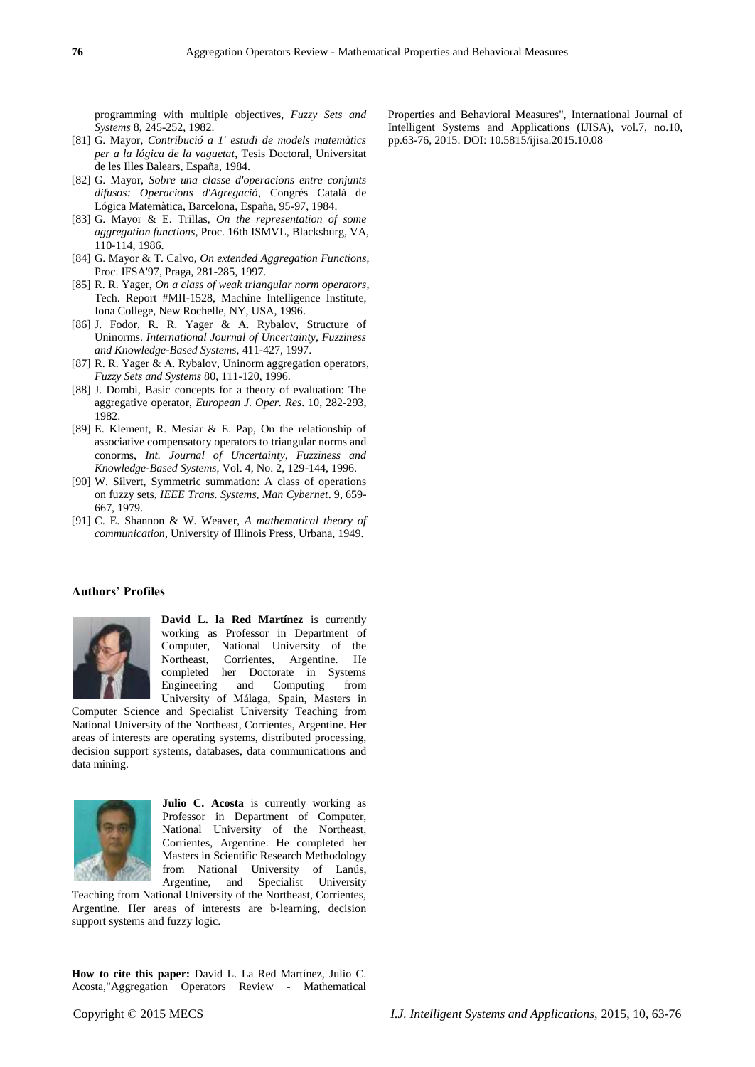programming with multiple objectives, *Fuzzy Sets and Systems* 8, 245-252, 1982.

[81] G. Mayor, *Contribució a 1' estudi de models matemàtics per a la lógica de la vaguetat*, Tesis Doctoral, Universitat de les Illes Balears, España, 1984.

[82] G. Mayor, *Sobre una classe d'operacions entre conjunts difusos: Operacions d'Agregació*, Congrés Català de Lógica Matemàtica, Barcelona, España, 95-97, 1984.

[83] G. Mayor & E. Trillas, *On the representation of some aggregation functions*, Proc. 16th ISMVL, Blacksburg, VA, 110-114, 1986.

[84] G. Mayor & T. Calvo, *On extended Aggregation Functions*, Proc. IFSA'97, Praga, 281-285, 1997.

[85] R. R. Yager, *On a class of weak triangular norm operators*, Tech. Report #MII-1528, Machine Intelligence Institute, Iona College, New Rochelle, NY, USA, 1996.

[86] J. Fodor, R. R. Yager & A. Rybalov, Structure of Uninorms. *International Journal of Uncertainty, Fuzziness and Knowledge-Based Systems*, 411-427, 1997.

[87] R. R. Yager & A. Rybalov, Uninorm aggregation operators, *Fuzzy Sets and Systems* 80, 111-120, 1996.

[88] J. Dombi, Basic concepts for a theory of evaluation: The aggregative operator, *European J. Oper. Res*. 10, 282-293, 1982.

[89] E. Klement, R. Mesiar & E. Pap, On the relationship of associative compensatory operators to triangular norms and conorms, *Int. Journal of Uncertainty, Fuzziness and Knowledge-Based Systems*, Vol. 4, No. 2, 129-144, 1996.

[90] W. Silvert, Symmetric summation: A class of operations on fuzzy sets, *IEEE Trans. Systems, Man Cybernet*. 9, 659-667, 1979.

[91] C. E. Shannon & W. Weaver, *A mathematical theory of communication*, University of Illinois Press, Urbana, 1949.

## Authors' Profiles

**David L. la Red Martínez** is currently working as Professor in Department of Computer, National University of the Northeast, Corrientes, Argentine. He completed her Doctorate in Systems Engineering and Computing from University of Málaga, Spain, Masters in Computer Science and Specialist University Teaching from National University of the Northeast, Corrientes, Argentine. Her areas of interests are operating systems, distributed processing, decision support systems, databases, data communications and data mining.

**Julio C. Acosta** is currently working as Professor in Department of Computer, National University of the Northeast, Corrientes, Argentine. He completed her Masters in Scientific Research Methodology from National University of Lanús, Argentine, and Specialist University Teaching from National University of the Northeast, Corrientes, Argentine. Her areas of interests are b-learning, decision support systems and fuzzy logic.

**How to cite this paper:** David L. La Red Martínez, Julio C. Acosta,"Aggregation Operators Review - Mathematical Properties and Behavioral Measures", International Journal of Intelligent Systems and Applications (IJISA), vol.7, no.10, pp.63-76, 2015. DOI: 10.5815/ijisa.2015.10.08